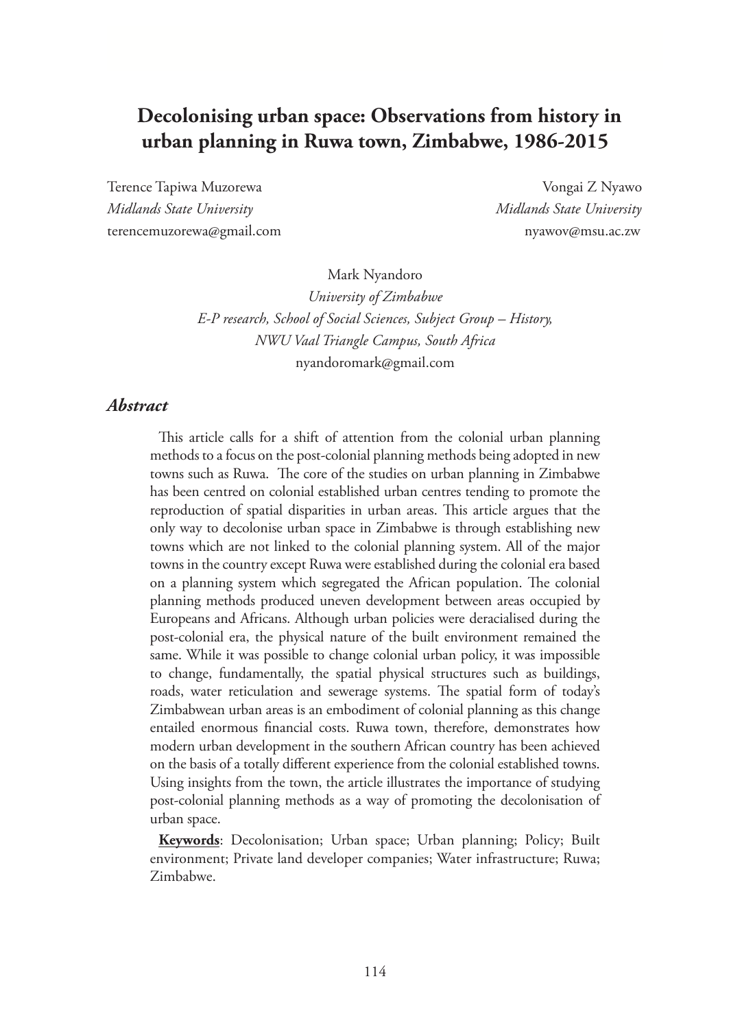# Decolonising urban space: Observations from history in urban planning in Ruwa town, Zimbabwe, 1986-2015

Terence Tapiwa Muzorewa
*Midlands State University*
terencemuzorewa@gmail.com

Vongai Z Nyawo
*Midlands State University*
nyawov@msu.ac.zw

Mark Nyandoro
*University of Zimbabwe*
*E-P research, School of Social Sciences, Subject Group – History, NWU Vaal Triangle Campus, South Africa*
nyandoromark@gmail.com

## *Abstract*

This article calls for a shift of attention from the colonial urban planning methods to a focus on the post-colonial planning methods being adopted in new towns such as Ruwa. The core of the studies on urban planning in Zimbabwe has been centred on colonial established urban centres tending to promote the reproduction of spatial disparities in urban areas. This article argues that the only way to decolonise urban space in Zimbabwe is through establishing new towns which are not linked to the colonial planning system. All of the major towns in the country except Ruwa were established during the colonial era based on a planning system which segregated the African population. The colonial planning methods produced uneven development between areas occupied by Europeans and Africans. Although urban policies were deracialised during the post-colonial era, the physical nature of the built environment remained the same. While it was possible to change colonial urban policy, it was impossible to change, fundamentally, the spatial physical structures such as buildings, roads, water reticulation and sewerage systems. The spatial form of today's Zimbabwean urban areas is an embodiment of colonial planning as this change entailed enormous financial costs. Ruwa town, therefore, demonstrates how modern urban development in the southern African country has been achieved on the basis of a totally different experience from the colonial established towns. Using insights from the town, the article illustrates the importance of studying post-colonial planning methods as a way of promoting the decolonisation of urban space.

**Keywords**: Decolonisation; Urban space; Urban planning; Policy; Built environment; Private land developer companies; Water infrastructure; Ruwa; Zimbabwe.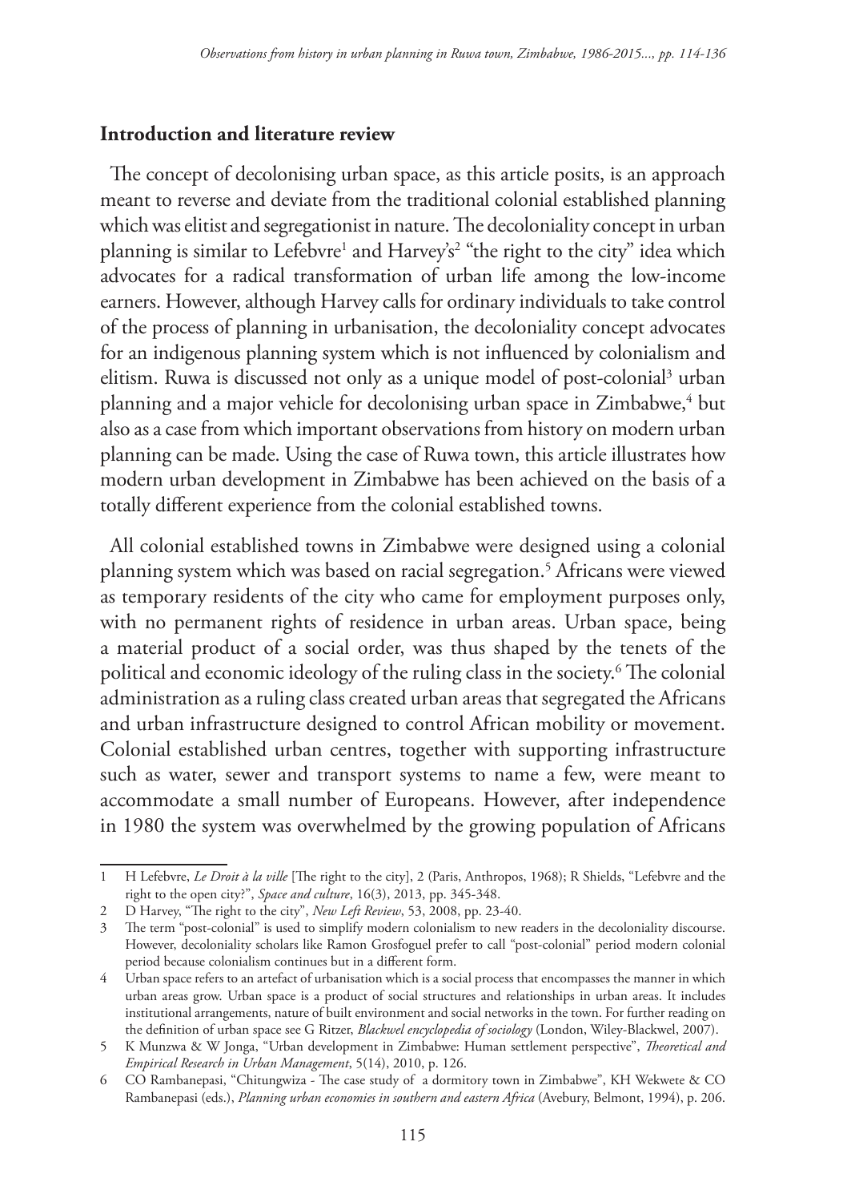## Introduction and literature review

The concept of decolonising urban space, as this article posits, is an approach meant to reverse and deviate from the traditional colonial established planning which was elitist and segregationist in nature. The decoloniality concept in urban planning is similar to Lefebvre[1] and Harvey's[2] "the right to the city" idea which advocates for a radical transformation of urban life among the low-income earners. However, although Harvey calls for ordinary individuals to take control of the process of planning in urbanisation, the decoloniality concept advocates for an indigenous planning system which is not influenced by colonialism and elitism. Ruwa is discussed not only as a unique model of post-colonial[3] urban planning and a major vehicle for decolonising urban space in Zimbabwe,[4] but also as a case from which important observations from history on modern urban planning can be made. Using the case of Ruwa town, this article illustrates how modern urban development in Zimbabwe has been achieved on the basis of a totally different experience from the colonial established towns.

All colonial established towns in Zimbabwe were designed using a colonial planning system which was based on racial segregation.[5] Africans were viewed as temporary residents of the city who came for employment purposes only, with no permanent rights of residence in urban areas. Urban space, being a material product of a social order, was thus shaped by the tenets of the political and economic ideology of the ruling class in the society.[6] The colonial administration as a ruling class created urban areas that segregated the Africans and urban infrastructure designed to control African mobility or movement. Colonial established urban centres, together with supporting infrastructure such as water, sewer and transport systems to name a few, were meant to accommodate a small number of Europeans. However, after independence in 1980 the system was overwhelmed by the growing population of Africans

---

1 H Lefebvre, *Le Droit à la ville* [The right to the city], 2 (Paris, Anthropos, 1968); R Shields, "Lefebvre and the right to the open city?", *Space and culture*, 16(3), 2013, pp. 345-348.

2 D Harvey, "The right to the city", *New Left Review*, 53, 2008, pp. 23-40.

3 The term "post-colonial" is used to simplify modern colonialism to new readers in the decoloniality discourse. However, decoloniality scholars like Ramon Grosfoguel prefer to call "post-colonial" period modern colonial period because colonialism continues but in a different form.

4 Urban space refers to an artefact of urbanisation which is a social process that encompasses the manner in which urban areas grow. Urban space is a product of social structures and relationships in urban areas. It includes institutional arrangements, nature of built environment and social networks in the town. For further reading on the definition of urban space see G Ritzer, *Blackwel encyclopedia of sociology* (London, Wiley-Blackwel, 2007).

5 K Munzwa & W Jonga, "Urban development in Zimbabwe: Human settlement perspective", *Theoretical and Empirical Research in Urban Management*, 5(14), 2010, p. 126.

6 CO Rambanepasi, "Chitungwiza - The case study of a dormitory town in Zimbabwe", KH Wekwete & CO Rambanepasi (eds.), *Planning urban economies in southern and eastern Africa* (Avebury, Belmont, 1994), p. 206.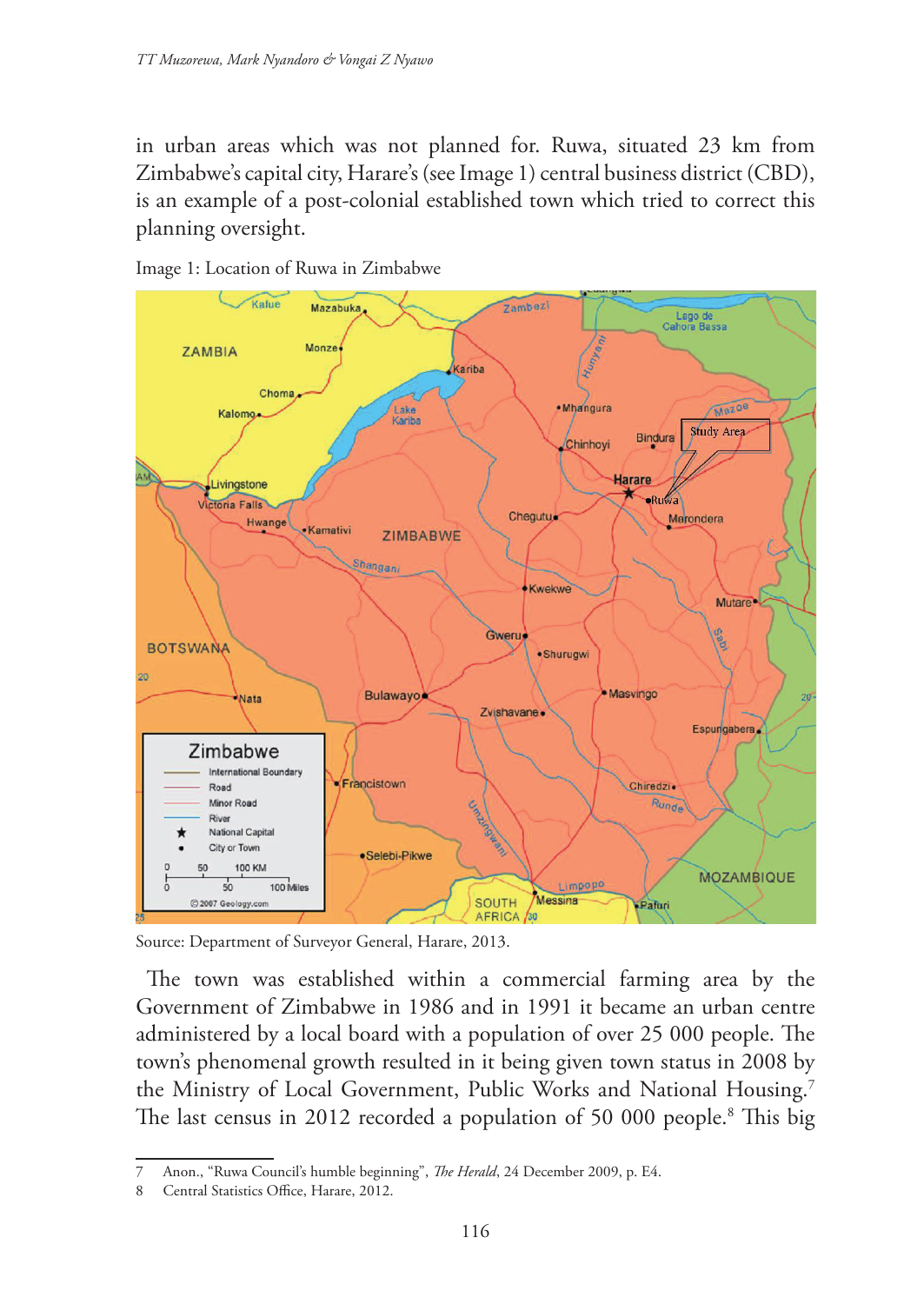in urban areas which was not planned for. Ruwa, situated 23 km from Zimbabwe's capital city, Harare's (see Image 1) central business district (CBD), is an example of a post-colonial established town which tried to correct this planning oversight.

Image 1: Location of Ruwa in Zimbabwe

Source: Department of Surveyor General, Harare, 2013.

The town was established within a commercial farming area by the Government of Zimbabwe in 1986 and in 1991 it became an urban centre administered by a local board with a population of over 25 000 people. The town's phenomenal growth resulted in it being given town status in 2008 by the Ministry of Local Government, Public Works and National Housing.[7] The last census in 2012 recorded a population of 50 000 people.[8] This big

7 Anon., "Ruwa Council's humble beginning", *The Herald*, 24 December 2009, p. E4.

8 Central Statistics Office, Harare, 2012.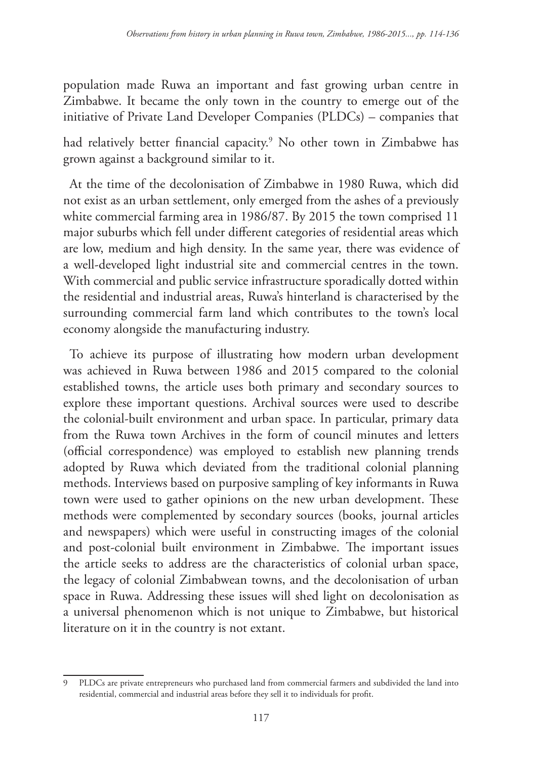population made Ruwa an important and fast growing urban centre in Zimbabwe. It became the only town in the country to emerge out of the initiative of Private Land Developer Companies (PLDCs) – companies that had relatively better financial capacity.[9] No other town in Zimbabwe has grown against a background similar to it.

At the time of the decolonisation of Zimbabwe in 1980 Ruwa, which did not exist as an urban settlement, only emerged from the ashes of a previously white commercial farming area in 1986/87. By 2015 the town comprised 11 major suburbs which fell under different categories of residential areas which are low, medium and high density. In the same year, there was evidence of a well-developed light industrial site and commercial centres in the town. With commercial and public service infrastructure sporadically dotted within the residential and industrial areas, Ruwa's hinterland is characterised by the surrounding commercial farm land which contributes to the town's local economy alongside the manufacturing industry.

To achieve its purpose of illustrating how modern urban development was achieved in Ruwa between 1986 and 2015 compared to the colonial established towns, the article uses both primary and secondary sources to explore these important questions. Archival sources were used to describe the colonial-built environment and urban space. In particular, primary data from the Ruwa town Archives in the form of council minutes and letters (official correspondence) was employed to establish new planning trends adopted by Ruwa which deviated from the traditional colonial planning methods. Interviews based on purposive sampling of key informants in Ruwa town were used to gather opinions on the new urban development. These methods were complemented by secondary sources (books, journal articles and newspapers) which were useful in constructing images of the colonial and post-colonial built environment in Zimbabwe. The important issues the article seeks to address are the characteristics of colonial urban space, the legacy of colonial Zimbabwean towns, and the decolonisation of urban space in Ruwa. Addressing these issues will shed light on decolonisation as a universal phenomenon which is not unique to Zimbabwe, but historical literature on it in the country is not extant.

---

9 PLDCs are private entrepreneurs who purchased land from commercial farmers and subdivided the land into residential, commercial and industrial areas before they sell it to individuals for profit.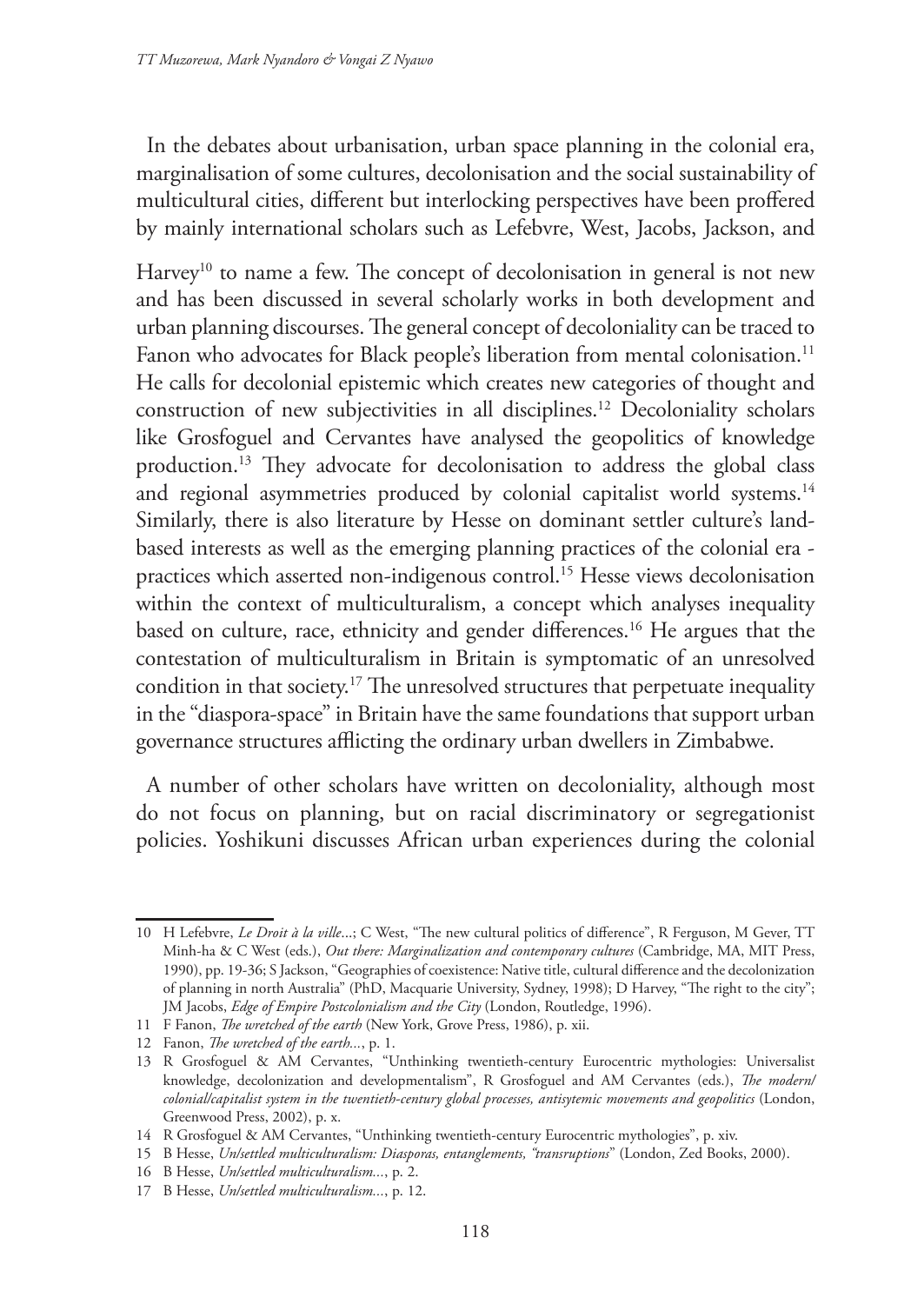In the debates about urbanisation, urban space planning in the colonial era, marginalisation of some cultures, decolonisation and the social sustainability of multicultural cities, different but interlocking perspectives have been proffered by mainly international scholars such as Lefebvre, West, Jacobs, Jackson, and Harvey[10] to name a few. The concept of decolonisation in general is not new and has been discussed in several scholarly works in both development and urban planning discourses. The general concept of decoloniality can be traced to Fanon who advocates for Black people's liberation from mental colonisation.[11] He calls for decolonial epistemic which creates new categories of thought and construction of new subjectivities in all disciplines.[12] Decoloniality scholars like Grosfoguel and Cervantes have analysed the geopolitics of knowledge production.[13] They advocate for decolonisation to address the global class and regional asymmetries produced by colonial capitalist world systems.[14] Similarly, there is also literature by Hesse on dominant settler culture's land-based interests as well as the emerging planning practices of the colonial era - practices which asserted non-indigenous control.[15] Hesse views decolonisation within the context of multiculturalism, a concept which analyses inequality based on culture, race, ethnicity and gender differences.[16] He argues that the contestation of multiculturalism in Britain is symptomatic of an unresolved condition in that society.[17] The unresolved structures that perpetuate inequality in the "diaspora-space" in Britain have the same foundations that support urban governance structures afflicting the ordinary urban dwellers in Zimbabwe.

A number of other scholars have written on decoloniality, although most do not focus on planning, but on racial discriminatory or segregationist policies. Yoshikuni discusses African urban experiences during the colonial

---

10 H Lefebvre, *Le Droit à la ville*...; C West, "The new cultural politics of difference", R Ferguson, M Gever, TT Minh-ha & C West (eds.), *Out there: Marginalization and contemporary cultures* (Cambridge, MA, MIT Press, 1990), pp. 19-36; S Jackson, "Geographies of coexistence: Native title, cultural difference and the decolonization of planning in north Australia" (PhD, Macquarie University, Sydney, 1998); D Harvey, "The right to the city"; JM Jacobs, *Edge of Empire Postcolonialism and the City* (London, Routledge, 1996).

11 F Fanon, *The wretched of the earth* (New York, Grove Press, 1986), p. xii.

12 Fanon, *The wretched of the earth*..., p. 1.

13 R Grosfoguel & AM Cervantes, "Unthinking twentieth-century Eurocentric mythologies: Universalist knowledge, decolonization and developmentalism", R Grosfoguel and AM Cervantes (eds.), *The modern/colonial/capitalist system in the twentieth-century global processes, antisytemic movements and geopolitics* (London, Greenwood Press, 2002), p. x.

14 R Grosfoguel & AM Cervantes, "Unthinking twentieth-century Eurocentric mythologies", p. xiv.

15 B Hesse, *Un/settled multiculturalism: Diasporas, entanglements, "transruptions"* (London, Zed Books, 2000).

16 B Hesse, *Un/settled multiculturalism*..., p. 2.

17 B Hesse, *Un/settled multiculturalism*..., p. 12.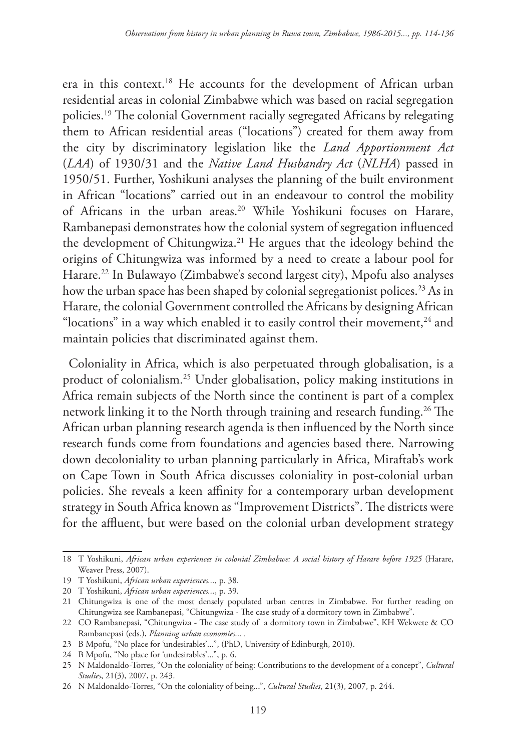era in this context.[18] He accounts for the development of African urban residential areas in colonial Zimbabwe which was based on racial segregation policies.[19] The colonial Government racially segregated Africans by relegating them to African residential areas ("locations") created for them away from the city by discriminatory legislation like the *Land Apportionment Act* (*LAA*) of 1930/31 and the *Native Land Husbandry Act* (*NLHA*) passed in 1950/51. Further, Yoshikuni analyses the planning of the built environment in African "locations" carried out in an endeavour to control the mobility of Africans in the urban areas.[20] While Yoshikuni focuses on Harare, Rambanepasi demonstrates how the colonial system of segregation influenced the development of Chitungwiza.[21] He argues that the ideology behind the origins of Chitungwiza was informed by a need to create a labour pool for Harare.[22] In Bulawayo (Zimbabwe's second largest city), Mpofu also analyses how the urban space has been shaped by colonial segregationist polices.[23] As in Harare, the colonial Government controlled the Africans by designing African "locations" in a way which enabled it to easily control their movement,[24] and maintain policies that discriminated against them.

Coloniality in Africa, which is also perpetuated through globalisation, is a product of colonialism.[25] Under globalisation, policy making institutions in Africa remain subjects of the North since the continent is part of a complex network linking it to the North through training and research funding.[26] The African urban planning research agenda is then influenced by the North since research funds come from foundations and agencies based there. Narrowing down decoloniality to urban planning particularly in Africa, Miraftab's work on Cape Town in South Africa discusses coloniality in post-colonial urban policies. She reveals a keen affinity for a contemporary urban development strategy in South Africa known as "Improvement Districts". The districts were for the affluent, but were based on the colonial urban development strategy

---

18 T Yoshikuni, *African urban experiences in colonial Zimbabwe: A social history of Harare before 1925* (Harare, Weaver Press, 2007).

19 T Yoshikuni, *African urban experiences...*, p. 38.

20 T Yoshikuni, *African urban experiences...*, p. 39.

21 Chitungwiza is one of the most densely populated urban centres in Zimbabwe. For further reading on Chitungwiza see Rambanepasi, "Chitungwiza - The case study of a dormitory town in Zimbabwe".

22 CO Rambanepasi, "Chitungwiza - The case study of a dormitory town in Zimbabwe", KH Wekwete & CO Rambanepasi (eds.), *Planning urban economies...* .

23 B Mpofu, "No place for 'undesirables'...", (PhD, University of Edinburgh, 2010).

24 B Mpofu, "No place for 'undesirables'...", p. 6.

25 N Maldonaldo-Torres, "On the coloniality of being: Contributions to the development of a concept", *Cultural Studies*, 21(3), 2007, p. 243.

26 N Maldonaldo-Torres, "On the coloniality of being...", *Cultural Studies*, 21(3), 2007, p. 244.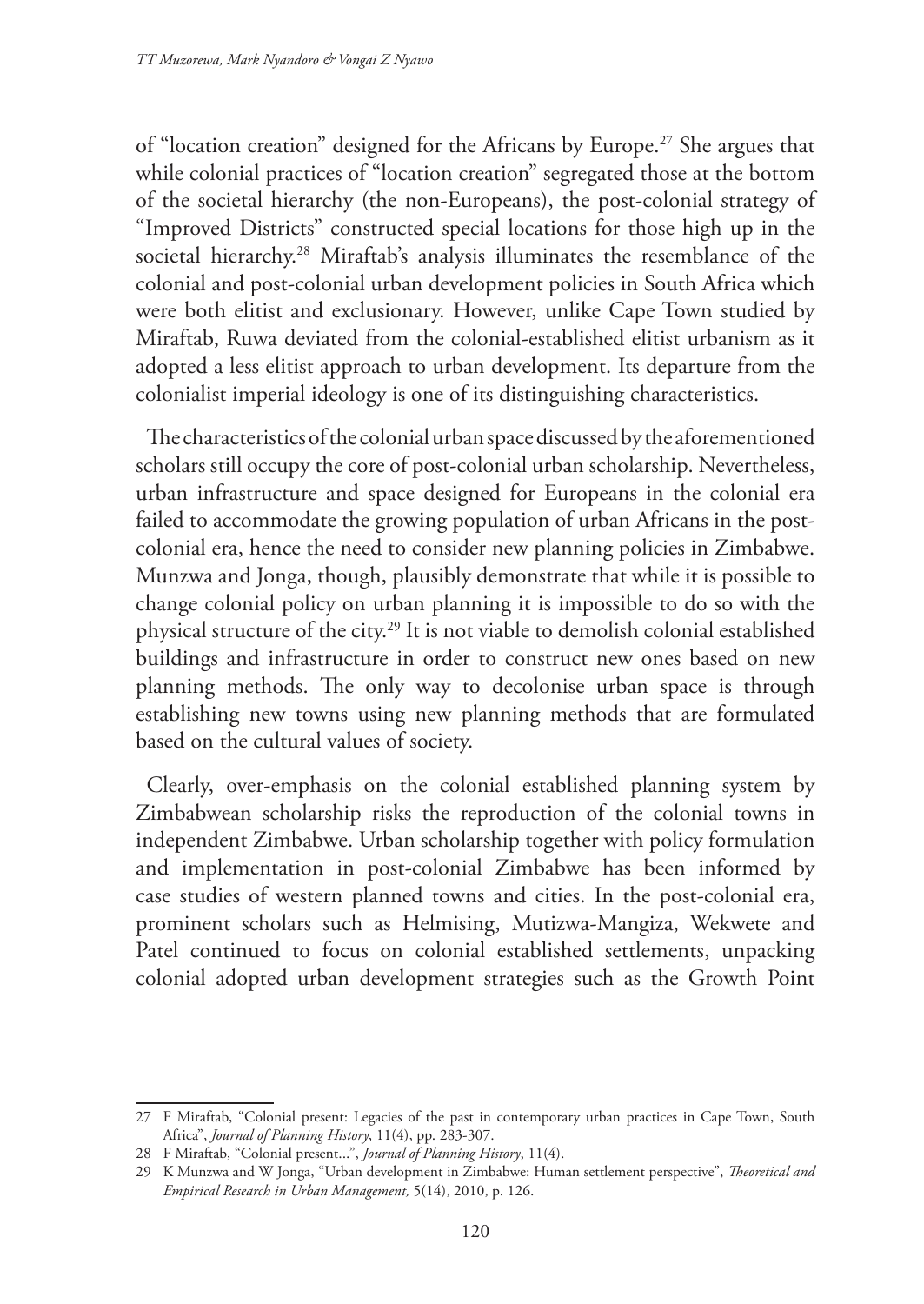of "location creation" designed for the Africans by Europe.[27] She argues that while colonial practices of "location creation" segregated those at the bottom of the societal hierarchy (the non-Europeans), the post-colonial strategy of "Improved Districts" constructed special locations for those high up in the societal hierarchy.[28] Miraftab's analysis illuminates the resemblance of the colonial and post-colonial urban development policies in South Africa which were both elitist and exclusionary. However, unlike Cape Town studied by Miraftab, Ruwa deviated from the colonial-established elitist urbanism as it adopted a less elitist approach to urban development. Its departure from the colonialist imperial ideology is one of its distinguishing characteristics.

The characteristics of the colonial urban space discussed by the aforementioned scholars still occupy the core of post-colonial urban scholarship. Nevertheless, urban infrastructure and space designed for Europeans in the colonial era failed to accommodate the growing population of urban Africans in the post-colonial era, hence the need to consider new planning policies in Zimbabwe. Munzwa and Jonga, though, plausibly demonstrate that while it is possible to change colonial policy on urban planning it is impossible to do so with the physical structure of the city.[29] It is not viable to demolish colonial established buildings and infrastructure in order to construct new ones based on new planning methods. The only way to decolonise urban space is through establishing new towns using new planning methods that are formulated based on the cultural values of society.

Clearly, over-emphasis on the colonial established planning system by Zimbabwean scholarship risks the reproduction of the colonial towns in independent Zimbabwe. Urban scholarship together with policy formulation and implementation in post-colonial Zimbabwe has been informed by case studies of western planned towns and cities. In the post-colonial era, prominent scholars such as Helmising, Mutizwa-Mangiza, Wekwete and Patel continued to focus on colonial established settlements, unpacking colonial adopted urban development strategies such as the Growth Point

---

27 F Miraftab, "Colonial present: Legacies of the past in contemporary urban practices in Cape Town, South Africa", *Journal of Planning History*, 11(4), pp. 283-307.

28 F Miraftab, "Colonial present...", *Journal of Planning History*, 11(4).

29 K Munzwa and W Jonga, "Urban development in Zimbabwe: Human settlement perspective", *Theoretical and Empirical Research in Urban Management,* 5(14), 2010, p. 126.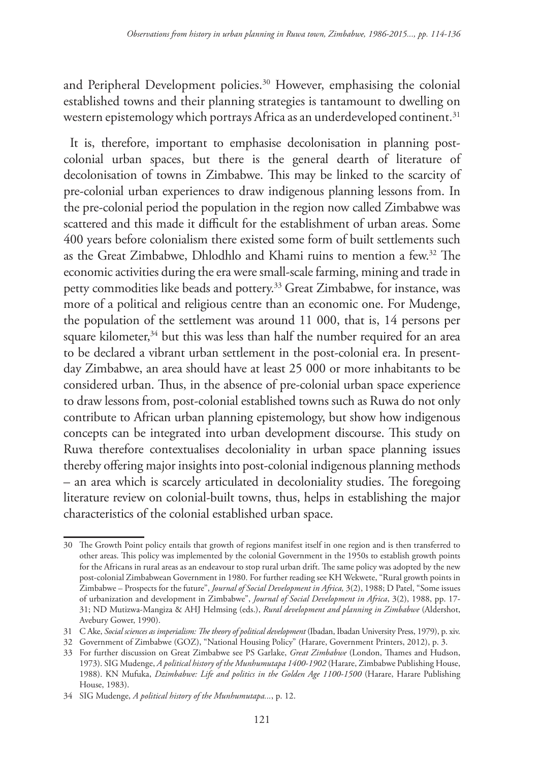and Peripheral Development policies.[30] However, emphasising the colonial established towns and their planning strategies is tantamount to dwelling on western epistemology which portrays Africa as an underdeveloped continent.[31]

It is, therefore, important to emphasise decolonisation in planning post-colonial urban spaces, but there is the general dearth of literature of decolonisation of towns in Zimbabwe. This may be linked to the scarcity of pre-colonial urban experiences to draw indigenous planning lessons from. In the pre-colonial period the population in the region now called Zimbabwe was scattered and this made it difficult for the establishment of urban areas. Some 400 years before colonialism there existed some form of built settlements such as the Great Zimbabwe, Dhlodhlo and Khami ruins to mention a few.[32] The economic activities during the era were small-scale farming, mining and trade in petty commodities like beads and pottery.[33] Great Zimbabwe, for instance, was more of a political and religious centre than an economic one. For Mudenge, the population of the settlement was around 11 000, that is, 14 persons per square kilometer,[34] but this was less than half the number required for an area to be declared a vibrant urban settlement in the post-colonial era. In present-day Zimbabwe, an area should have at least 25 000 or more inhabitants to be considered urban. Thus, in the absence of pre-colonial urban space experience to draw lessons from, post-colonial established towns such as Ruwa do not only contribute to African urban planning epistemology, but show how indigenous concepts can be integrated into urban development discourse. This study on Ruwa therefore contextualises decoloniality in urban space planning issues thereby offering major insights into post-colonial indigenous planning methods – an area which is scarcely articulated in decoloniality studies. The foregoing literature review on colonial-built towns, thus, helps in establishing the major characteristics of the colonial established urban space.

---

30 The Growth Point policy entails that growth of regions manifest itself in one region and is then transferred to other areas. This policy was implemented by the colonial Government in the 1950s to establish growth points for the Africans in rural areas as an endeavour to stop rural urban drift. The same policy was adopted by the new post-colonial Zimbabwean Government in 1980. For further reading see KH Wekwete, "Rural growth points in Zimbabwe – Prospects for the future", *Journal of Social Development in Africa,* 3(2), 1988; D Patel, "Some issues of urbanization and development in Zimbabwe", *Journal of Social Development in Africa*, 3(2), 1988, pp. 17-31; ND Mutizwa-Mangiza & AHJ Helmsing (eds.), *Rural development and planning in Zimbabwe* (Aldershot, Avebury Gower, 1990).

31 C Ake, *Social sciences as imperialism: The theory of political development* (Ibadan, Ibadan University Press, 1979), p. xiv.

32 Government of Zimbabwe (GOZ), "National Housing Policy" (Harare, Government Printers, 2012), p. 3.

33 For further discussion on Great Zimbabwe see PS Garlake, *Great Zimbabwe* (London, Thames and Hudson, 1973). SIG Mudenge, *A political history of the Munhumutapa 1400-1902* (Harare, Zimbabwe Publishing House, 1988). KN Mufuka, *Dzimbabwe: Life and politics in the Golden Age 1100-1500* (Harare, Harare Publishing House, 1983).

34 SIG Mudenge, *A political history of the Munhumutapa...*, p. 12.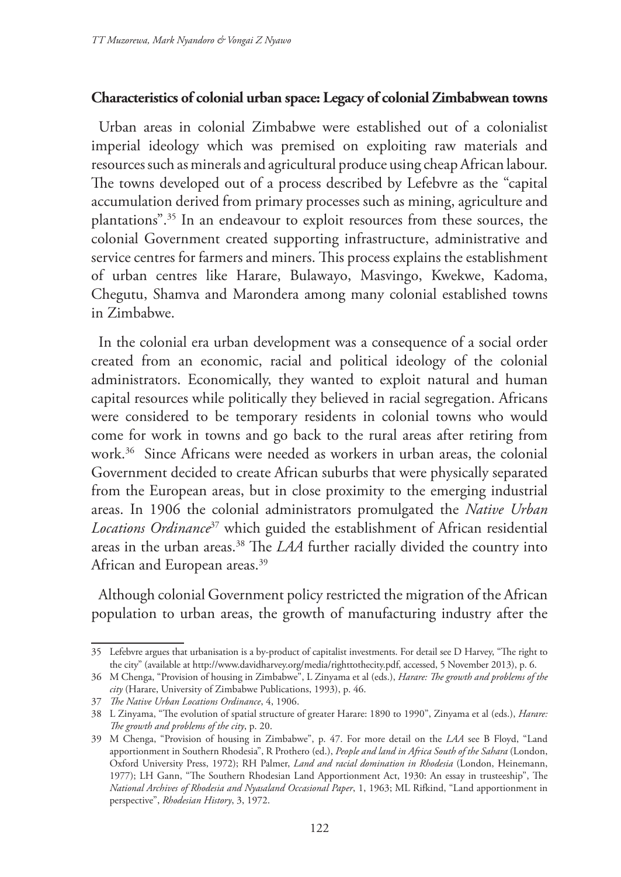### Characteristics of colonial urban space: Legacy of colonial Zimbabwean towns

Urban areas in colonial Zimbabwe were established out of a colonialist imperial ideology which was premised on exploiting raw materials and resources such as minerals and agricultural produce using cheap African labour. The towns developed out of a process described by Lefebvre as the "capital accumulation derived from primary processes such as mining, agriculture and plantations".[35] In an endeavour to exploit resources from these sources, the colonial Government created supporting infrastructure, administrative and service centres for farmers and miners. This process explains the establishment of urban centres like Harare, Bulawayo, Masvingo, Kwekwe, Kadoma, Chegutu, Shamva and Marondera among many colonial established towns in Zimbabwe.

In the colonial era urban development was a consequence of a social order created from an economic, racial and political ideology of the colonial administrators. Economically, they wanted to exploit natural and human capital resources while politically they believed in racial segregation. Africans were considered to be temporary residents in colonial towns who would come for work in towns and go back to the rural areas after retiring from work.[36] Since Africans were needed as workers in urban areas, the colonial Government decided to create African suburbs that were physically separated from the European areas, but in close proximity to the emerging industrial areas. In 1906 the colonial administrators promulgated the *Native Urban Locations Ordinance*[37] which guided the establishment of African residential areas in the urban areas.[38] The *LAA* further racially divided the country into African and European areas.[39]

Although colonial Government policy restricted the migration of the African population to urban areas, the growth of manufacturing industry after the

---

35 Lefebvre argues that urbanisation is a by-product of capitalist investments. For detail see D Harvey, "The right to the city" (available at http://www.davidharvey.org/media/righttothecity.pdf, accessed, 5 November 2013), p. 6.

36 M Chenga, "Provision of housing in Zimbabwe", L Zinyama et al (eds.), *Harare: The growth and problems of the city* (Harare, University of Zimbabwe Publications, 1993), p. 46.

37 *The Native Urban Locations Ordinance*, 4, 1906.

38 L Zinyama, "The evolution of spatial structure of greater Harare: 1890 to 1990", Zinyama et al (eds.), *Harare: The growth and problems of the city*, p. 20.

39 M Chenga, "Provision of housing in Zimbabwe", p. 47. For more detail on the *LAA* see B Floyd, "Land apportionment in Southern Rhodesia", R Prothero (ed.), *People and land in Africa South of the Sahara* (London, Oxford University Press, 1972); RH Palmer, *Land and racial domination in Rhodesia* (London, Heinemann, 1977); LH Gann, "The Southern Rhodesian Land Apportionment Act, 1930: An essay in trusteeship", The *National Archives of Rhodesia and Nyasaland Occasional Paper*, 1, 1963; ML Rifkind, "Land apportionment in perspective", *Rhodesian History*, 3, 1972.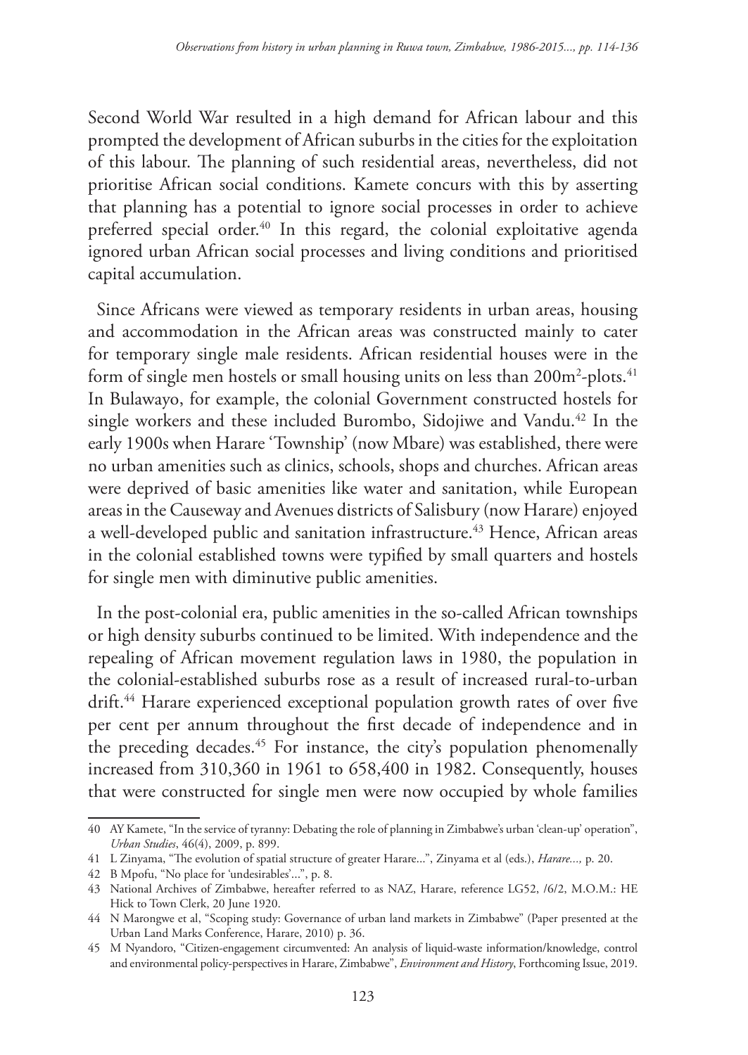Second World War resulted in a high demand for African labour and this prompted the development of African suburbs in the cities for the exploitation of this labour. The planning of such residential areas, nevertheless, did not prioritise African social conditions. Kamete concurs with this by asserting that planning has a potential to ignore social processes in order to achieve preferred special order.[40] In this regard, the colonial exploitative agenda ignored urban African social processes and living conditions and prioritised capital accumulation.

Since Africans were viewed as temporary residents in urban areas, housing and accommodation in the African areas was constructed mainly to cater for temporary single male residents. African residential houses were in the form of single men hostels or small housing units on less than 200m$^2$-plots.[41] In Bulawayo, for example, the colonial Government constructed hostels for single workers and these included Burombo, Sidojiwe and Vandu.[42] In the early 1900s when Harare 'Township' (now Mbare) was established, there were no urban amenities such as clinics, schools, shops and churches. African areas were deprived of basic amenities like water and sanitation, while European areas in the Causeway and Avenues districts of Salisbury (now Harare) enjoyed a well-developed public and sanitation infrastructure.[43] Hence, African areas in the colonial established towns were typified by small quarters and hostels for single men with diminutive public amenities.

In the post-colonial era, public amenities in the so-called African townships or high density suburbs continued to be limited. With independence and the repealing of African movement regulation laws in 1980, the population in the colonial-established suburbs rose as a result of increased rural-to-urban drift.[44] Harare experienced exceptional population growth rates of over five per cent per annum throughout the first decade of independence and in the preceding decades.[45] For instance, the city's population phenomenally increased from 310,360 in 1961 to 658,400 in 1982. Consequently, houses that were constructed for single men were now occupied by whole families

---

40 AY Kamete, "In the service of tyranny: Debating the role of planning in Zimbabwe's urban 'clean-up' operation", *Urban Studies*, 46(4), 2009, p. 899.

41 L Zinyama, "The evolution of spatial structure of greater Harare...", Zinyama et al (eds.), *Harare...,* p. 20.

42 B Mpofu, "No place for 'undesirables'...", p. 8.

43 National Archives of Zimbabwe, hereafter referred to as NAZ, Harare, reference LG52, /6/2, M.O.M.: HE Hick to Town Clerk, 20 June 1920.

44 N Marongwe et al, "Scoping study: Governance of urban land markets in Zimbabwe" (Paper presented at the Urban Land Marks Conference, Harare, 2010) p. 36.

45 M Nyandoro, "Citizen-engagement circumvented: An analysis of liquid-waste information/knowledge, control and environmental policy-perspectives in Harare, Zimbabwe", *Environment and History*, Forthcoming Issue, 2019.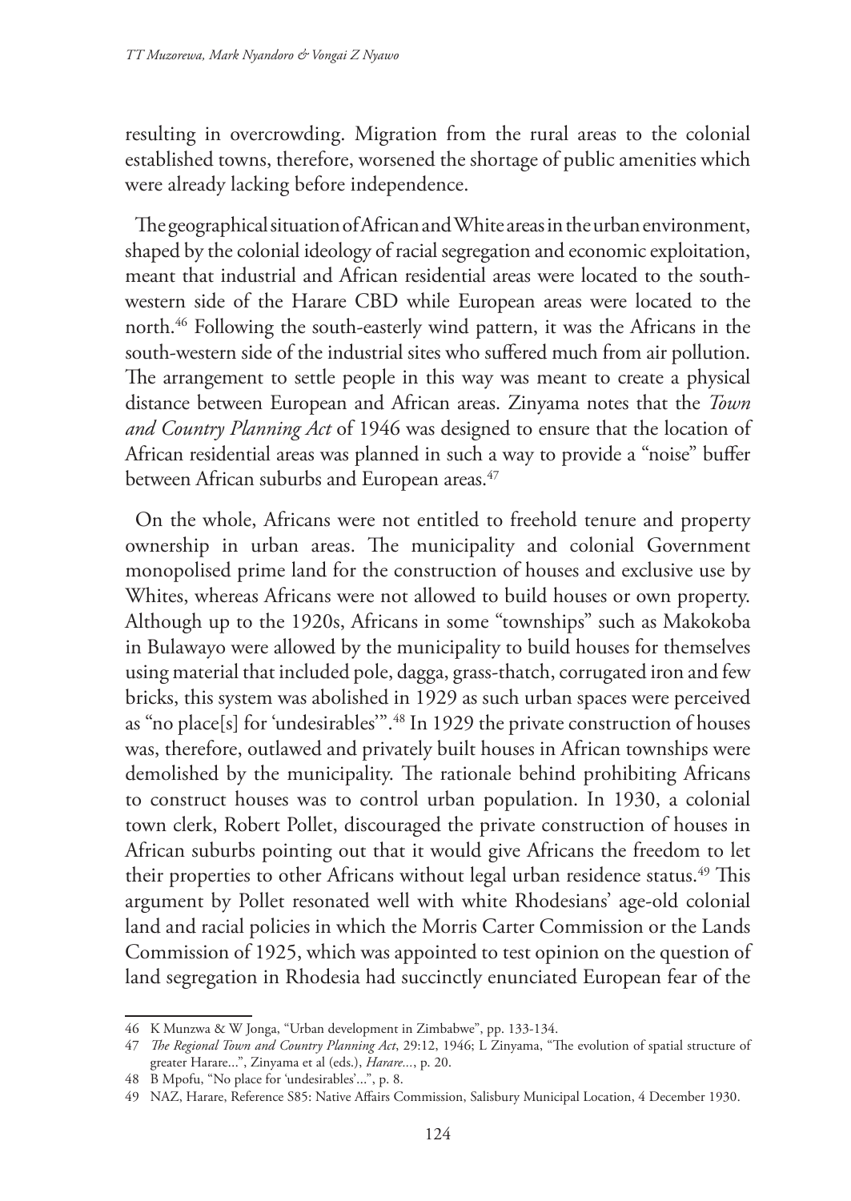resulting in overcrowding. Migration from the rural areas to the colonial established towns, therefore, worsened the shortage of public amenities which were already lacking before independence.

The geographical situation of African and White areas in the urban environment, shaped by the colonial ideology of racial segregation and economic exploitation, meant that industrial and African residential areas were located to the south-western side of the Harare CBD while European areas were located to the north.[46] Following the south-easterly wind pattern, it was the Africans in the south-western side of the industrial sites who suffered much from air pollution. The arrangement to settle people in this way was meant to create a physical distance between European and African areas. Zinyama notes that the *Town and Country Planning Act* of 1946 was designed to ensure that the location of African residential areas was planned in such a way to provide a "noise" buffer between African suburbs and European areas.[47]

On the whole, Africans were not entitled to freehold tenure and property ownership in urban areas. The municipality and colonial Government monopolised prime land for the construction of houses and exclusive use by Whites, whereas Africans were not allowed to build houses or own property. Although up to the 1920s, Africans in some "townships" such as Makokoba in Bulawayo were allowed by the municipality to build houses for themselves using material that included pole, dagga, grass-thatch, corrugated iron and few bricks, this system was abolished in 1929 as such urban spaces were perceived as "no place[s] for 'undesirables'".[48] In 1929 the private construction of houses was, therefore, outlawed and privately built houses in African townships were demolished by the municipality. The rationale behind prohibiting Africans to construct houses was to control urban population. In 1930, a colonial town clerk, Robert Pollet, discouraged the private construction of houses in African suburbs pointing out that it would give Africans the freedom to let their properties to other Africans without legal urban residence status.[49] This argument by Pollet resonated well with white Rhodesians' age-old colonial land and racial policies in which the Morris Carter Commission or the Lands Commission of 1925, which was appointed to test opinion on the question of land segregation in Rhodesia had succinctly enunciated European fear of the

---

46 K Munzwa & W Jonga, "Urban development in Zimbabwe", pp. 133-134.

47 *The Regional Town and Country Planning Act*, 29:12, 1946; L Zinyama, "The evolution of spatial structure of greater Harare...", Zinyama et al (eds.), *Harare...*, p. 20.

48 B Mpofu, "No place for 'undesirables'...", p. 8.

49 NAZ, Harare, Reference S85: Native Affairs Commission, Salisbury Municipal Location, 4 December 1930.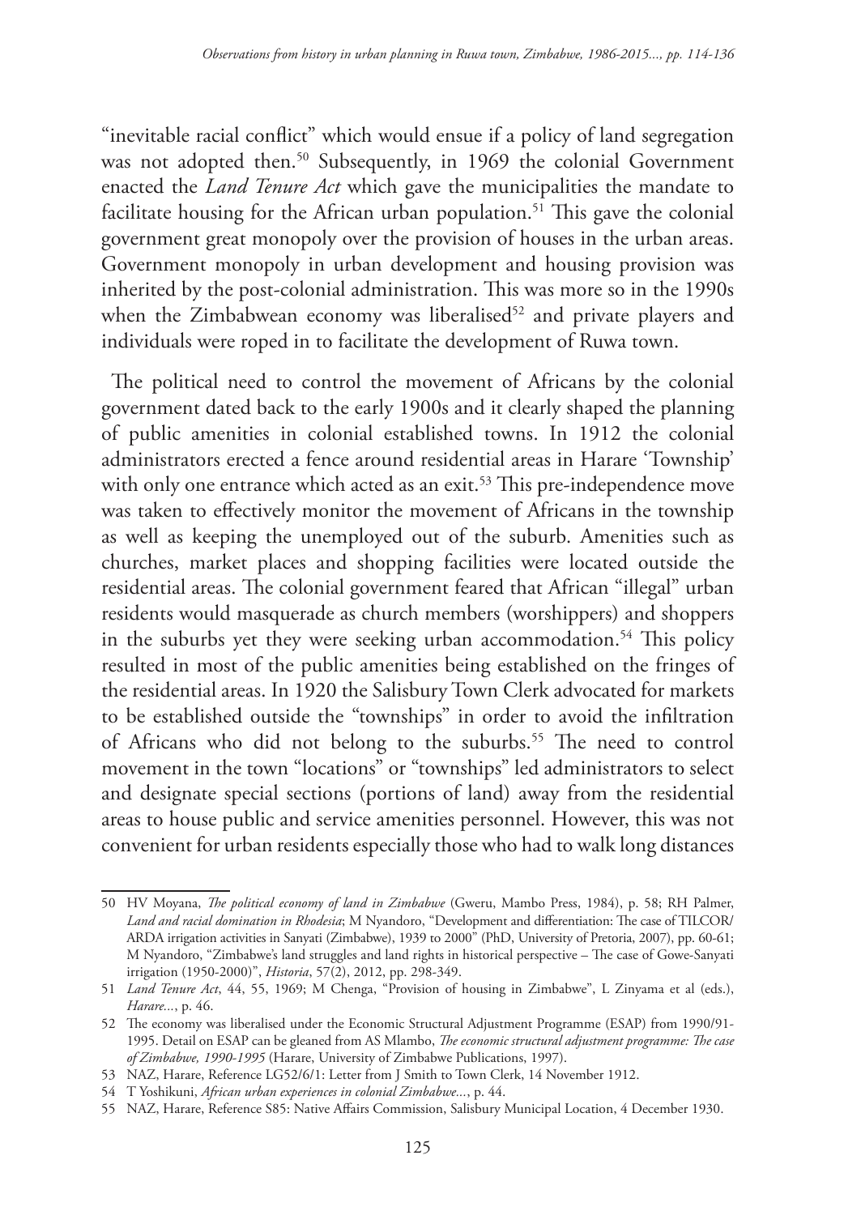"inevitable racial conflict" which would ensue if a policy of land segregation was not adopted then.[50] Subsequently, in 1969 the colonial Government enacted the *Land Tenure Act* which gave the municipalities the mandate to facilitate housing for the African urban population.[51] This gave the colonial government great monopoly over the provision of houses in the urban areas. Government monopoly in urban development and housing provision was inherited by the post-colonial administration. This was more so in the 1990s when the Zimbabwean economy was liberalised[52] and private players and individuals were roped in to facilitate the development of Ruwa town.

The political need to control the movement of Africans by the colonial government dated back to the early 1900s and it clearly shaped the planning of public amenities in colonial established towns. In 1912 the colonial administrators erected a fence around residential areas in Harare 'Township' with only one entrance which acted as an exit.[53] This pre-independence move was taken to effectively monitor the movement of Africans in the township as well as keeping the unemployed out of the suburb. Amenities such as churches, market places and shopping facilities were located outside the residential areas. The colonial government feared that African "illegal" urban residents would masquerade as church members (worshippers) and shoppers in the suburbs yet they were seeking urban accommodation.[54] This policy resulted in most of the public amenities being established on the fringes of the residential areas. In 1920 the Salisbury Town Clerk advocated for markets to be established outside the "townships" in order to avoid the infiltration of Africans who did not belong to the suburbs.[55] The need to control movement in the town "locations" or "townships" led administrators to select and designate special sections (portions of land) away from the residential areas to house public and service amenities personnel. However, this was not convenient for urban residents especially those who had to walk long distances

---

50 HV Moyana, *The political economy of land in Zimbabwe* (Gweru, Mambo Press, 1984), p. 58; RH Palmer, *Land and racial domination in Rhodesia*; M Nyandoro, "Development and differentiation: The case of TILCOR/ ARDA irrigation activities in Sanyati (Zimbabwe), 1939 to 2000" (PhD, University of Pretoria, 2007), pp. 60-61; M Nyandoro, "Zimbabwe's land struggles and land rights in historical perspective – The case of Gowe-Sanyati irrigation (1950-2000)", *Historia*, 57(2), 2012, pp. 298-349.

51 *Land Tenure Act*, 44, 55, 1969; M Chenga, "Provision of housing in Zimbabwe", L Zinyama et al (eds.), *Harare...*, p. 46.

52 The economy was liberalised under the Economic Structural Adjustment Programme (ESAP) from 1990/91-1995. Detail on ESAP can be gleaned from AS Mlambo, *The economic structural adjustment programme: The case of Zimbabwe, 1990-1995* (Harare, University of Zimbabwe Publications, 1997).

53 NAZ, Harare, Reference LG52/6/1: Letter from J Smith to Town Clerk, 14 November 1912.

54 T Yoshikuni, *African urban experiences in colonial Zimbabwe...*, p. 44.

55 NAZ, Harare, Reference S85: Native Affairs Commission, Salisbury Municipal Location, 4 December 1930.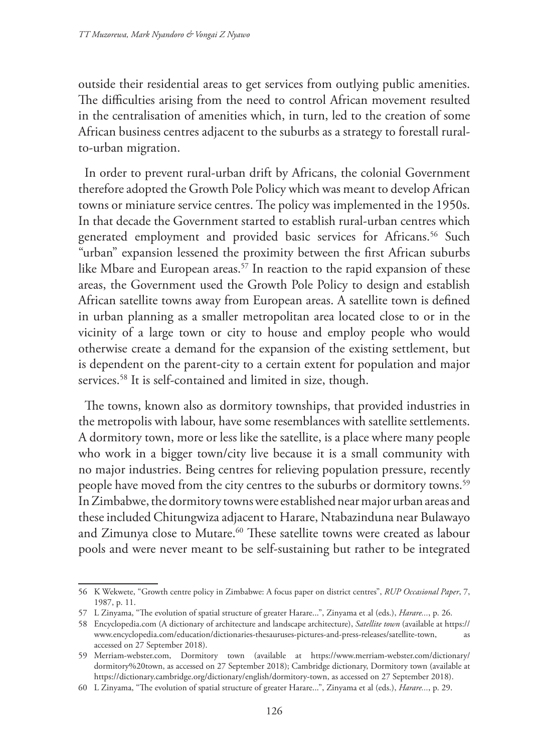outside their residential areas to get services from outlying public amenities. The difficulties arising from the need to control African movement resulted in the centralisation of amenities which, in turn, led to the creation of some African business centres adjacent to the suburbs as a strategy to forestall rural-to-urban migration.

In order to prevent rural-urban drift by Africans, the colonial Government therefore adopted the Growth Pole Policy which was meant to develop African towns or miniature service centres. The policy was implemented in the 1950s. In that decade the Government started to establish rural-urban centres which generated employment and provided basic services for Africans.[56] Such "urban" expansion lessened the proximity between the first African suburbs like Mbare and European areas.[57] In reaction to the rapid expansion of these areas, the Government used the Growth Pole Policy to design and establish African satellite towns away from European areas. A satellite town is defined in urban planning as a smaller metropolitan area located close to or in the vicinity of a large town or city to house and employ people who would otherwise create a demand for the expansion of the existing settlement, but is dependent on the parent-city to a certain extent for population and major services.[58] It is self-contained and limited in size, though.

The towns, known also as dormitory townships, that provided industries in the metropolis with labour, have some resemblances with satellite settlements. A dormitory town, more or less like the satellite, is a place where many people who work in a bigger town/city live because it is a small community with no major industries. Being centres for relieving population pressure, recently people have moved from the city centres to the suburbs or dormitory towns.[59] In Zimbabwe, the dormitory towns were established near major urban areas and these included Chitungwiza adjacent to Harare, Ntabazinduna near Bulawayo and Zimunya close to Mutare.[60] These satellite towns were created as labour pools and were never meant to be self-sustaining but rather to be integrated

---

56 K Wekwete, "Growth centre policy in Zimbabwe: A focus paper on district centres", *RUP Occasional Paper*, 7, 1987, p. 11.

57 L Zinyama, "The evolution of spatial structure of greater Harare...", Zinyama et al (eds.), *Harare...*, p. 26.

58 Encyclopedia.com (A dictionary of architecture and landscape architecture), *Satellite town* (available at https://www.encyclopedia.com/education/dictionaries-thesauruses-pictures-and-press-releases/satellite-town, as accessed on 27 September 2018).

59 Merriam-webster.com, Dormitory town (available at https://www.merriam-webster.com/dictionary/dormitory%20town, as accessed on 27 September 2018); Cambridge dictionary, Dormitory town (available at https://dictionary.cambridge.org/dictionary/english/dormitory-town, as accessed on 27 September 2018).

60 L Zinyama, "The evolution of spatial structure of greater Harare...", Zinyama et al (eds.), *Harare...*, p. 29.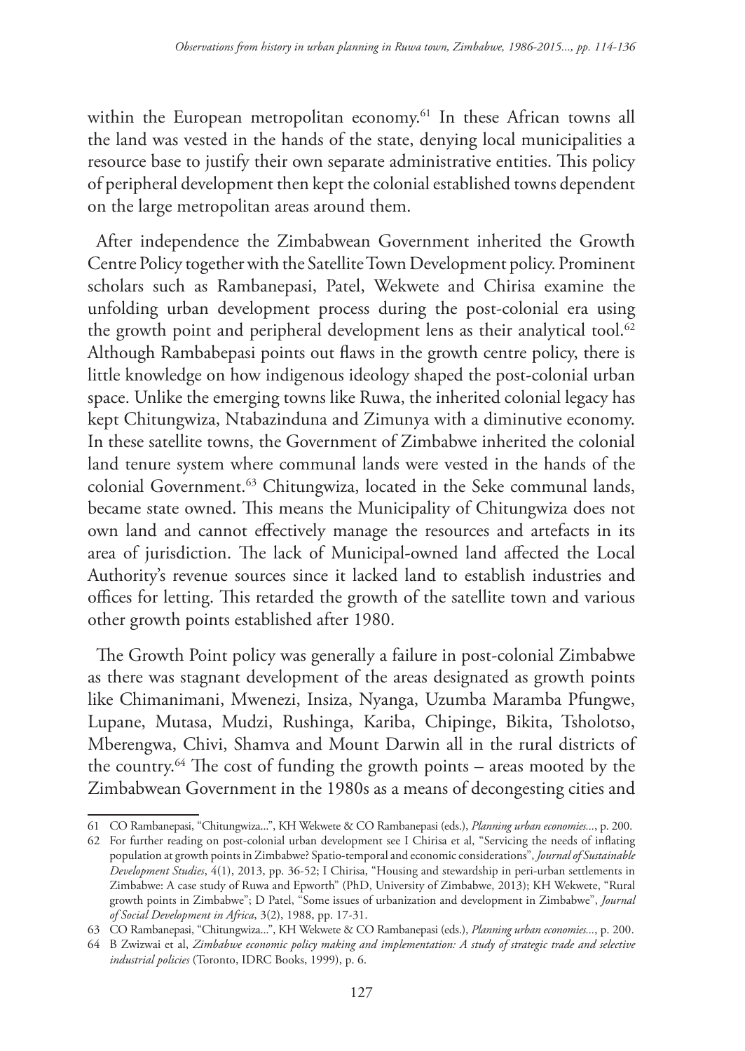within the European metropolitan economy.[61] In these African towns all the land was vested in the hands of the state, denying local municipalities a resource base to justify their own separate administrative entities. This policy of peripheral development then kept the colonial established towns dependent on the large metropolitan areas around them.

After independence the Zimbabwean Government inherited the Growth Centre Policy together with the Satellite Town Development policy. Prominent scholars such as Rambanepasi, Patel, Wekwete and Chirisa examine the unfolding urban development process during the post-colonial era using the growth point and peripheral development lens as their analytical tool.[62] Although Rambabepasi points out flaws in the growth centre policy, there is little knowledge on how indigenous ideology shaped the post-colonial urban space. Unlike the emerging towns like Ruwa, the inherited colonial legacy has kept Chitungwiza, Ntabazinduna and Zimunya with a diminutive economy. In these satellite towns, the Government of Zimbabwe inherited the colonial land tenure system where communal lands were vested in the hands of the colonial Government.[63] Chitungwiza, located in the Seke communal lands, became state owned. This means the Municipality of Chitungwiza does not own land and cannot effectively manage the resources and artefacts in its area of jurisdiction. The lack of Municipal-owned land affected the Local Authority's revenue sources since it lacked land to establish industries and offices for letting. This retarded the growth of the satellite town and various other growth points established after 1980.

The Growth Point policy was generally a failure in post-colonial Zimbabwe as there was stagnant development of the areas designated as growth points like Chimanimani, Mwenezi, Insiza, Nyanga, Uzumba Maramba Pfungwe, Lupane, Mutasa, Mudzi, Rushinga, Kariba, Chipinge, Bikita, Tsholotso, Mberengwa, Chivi, Shamva and Mount Darwin all in the rural districts of the country.[64] The cost of funding the growth points – areas mooted by the Zimbabwean Government in the 1980s as a means of decongesting cities and

---

61 CO Rambanepasi, "Chitungwiza...", KH Wekwete & CO Rambanepasi (eds.), *Planning urban economies...*, p. 200.

62 For further reading on post-colonial urban development see I Chirisa et al, "Servicing the needs of inflating population at growth points in Zimbabwe? Spatio-temporal and economic considerations", *Journal of Sustainable Development Studies*, 4(1), 2013, pp. 36-52; I Chirisa, "Housing and stewardship in peri-urban settlements in Zimbabwe: A case study of Ruwa and Epworth" (PhD, University of Zimbabwe, 2013); KH Wekwete, "Rural growth points in Zimbabwe"; D Patel, "Some issues of urbanization and development in Zimbabwe", *Journal of Social Development in Africa*, 3(2), 1988, pp. 17-31.

63 CO Rambanepasi, "Chitungwiza...", KH Wekwete & CO Rambanepasi (eds.), *Planning urban economies...*, p. 200.

64 B Zwizwai et al, *Zimbabwe economic policy making and implementation: A study of strategic trade and selective industrial policies* (Toronto, IDRC Books, 1999), p. 6.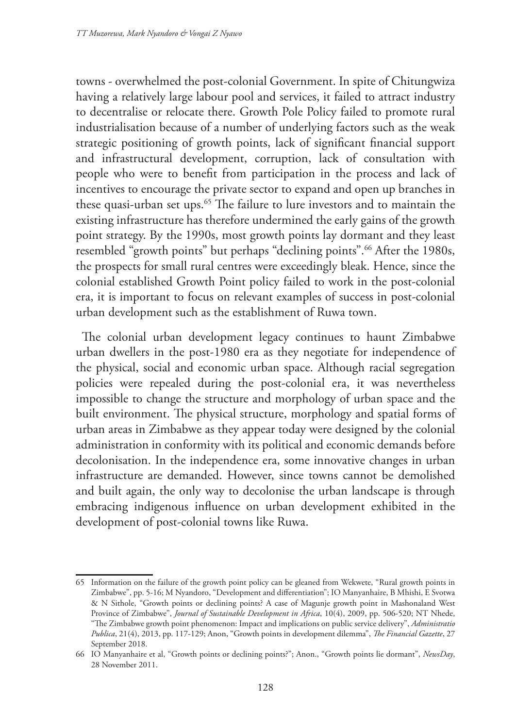towns - overwhelmed the post-colonial Government. In spite of Chitungwiza having a relatively large labour pool and services, it failed to attract industry to decentralise or relocate there. Growth Pole Policy failed to promote rural industrialisation because of a number of underlying factors such as the weak strategic positioning of growth points, lack of significant financial support and infrastructural development, corruption, lack of consultation with people who were to benefit from participation in the process and lack of incentives to encourage the private sector to expand and open up branches in these quasi-urban set ups.[65] The failure to lure investors and to maintain the existing infrastructure has therefore undermined the early gains of the growth point strategy. By the 1990s, most growth points lay dormant and they least resembled "growth points" but perhaps "declining points".[66] After the 1980s, the prospects for small rural centres were exceedingly bleak. Hence, since the colonial established Growth Point policy failed to work in the post-colonial era, it is important to focus on relevant examples of success in post-colonial urban development such as the establishment of Ruwa town.

The colonial urban development legacy continues to haunt Zimbabwe urban dwellers in the post-1980 era as they negotiate for independence of the physical, social and economic urban space. Although racial segregation policies were repealed during the post-colonial era, it was nevertheless impossible to change the structure and morphology of urban space and the built environment. The physical structure, morphology and spatial forms of urban areas in Zimbabwe as they appear today were designed by the colonial administration in conformity with its political and economic demands before decolonisation. In the independence era, some innovative changes in urban infrastructure are demanded. However, since towns cannot be demolished and built again, the only way to decolonise the urban landscape is through embracing indigenous influence on urban development exhibited in the development of post-colonial towns like Ruwa.

---

65 Information on the failure of the growth point policy can be gleaned from Wekwete, "Rural growth points in Zimbabwe", pp. 5-16; M Nyandoro, "Development and differentiation"; IO Manyanhaire, B Mhishi, E Svotwa & N Sithole, "Growth points or declining points? A case of Magunje growth point in Mashonaland West Province of Zimbabwe", *Journal of Sustainable Development in Africa*, 10(4), 2009, pp. 506-520; NT Nhede, "The Zimbabwe growth point phenomenon: Impact and implications on public service delivery", *Administratio Publica*, 21(4), 2013, pp. 117-129; Anon, "Growth points in development dilemma", *The Financial Gazette*, 27 September 2018.

66 IO Manyanhaire et al, "Growth points or declining points?"; Anon., "Growth points lie dormant", *NewsDay*, 28 November 2011.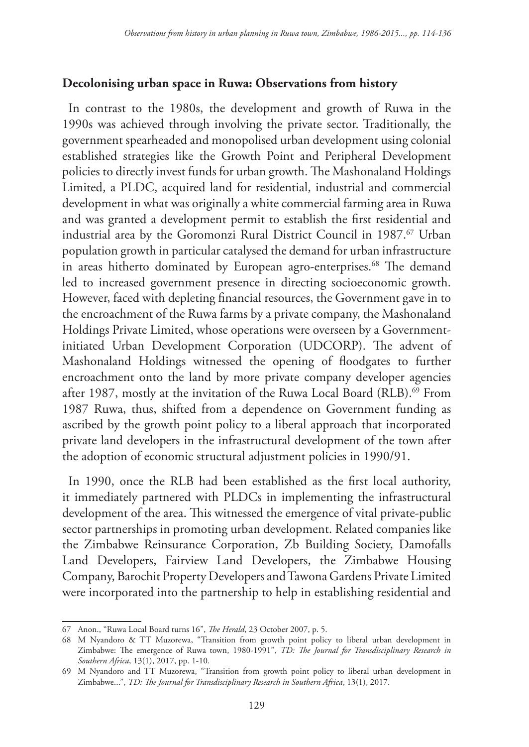## Decolonising urban space in Ruwa: Observations from history

In contrast to the 1980s, the development and growth of Ruwa in the 1990s was achieved through involving the private sector. Traditionally, the government spearheaded and monopolised urban development using colonial established strategies like the Growth Point and Peripheral Development policies to directly invest funds for urban growth. The Mashonaland Holdings Limited, a PLDC, acquired land for residential, industrial and commercial development in what was originally a white commercial farming area in Ruwa and was granted a development permit to establish the first residential and industrial area by the Goromonzi Rural District Council in 1987.[67] Urban population growth in particular catalysed the demand for urban infrastructure in areas hitherto dominated by European agro-enterprises.[68] The demand led to increased government presence in directing socioeconomic growth. However, faced with depleting financial resources, the Government gave in to the encroachment of the Ruwa farms by a private company, the Mashonaland Holdings Private Limited, whose operations were overseen by a Government-initiated Urban Development Corporation (UDCORP). The advent of Mashonaland Holdings witnessed the opening of floodgates to further encroachment onto the land by more private company developer agencies after 1987, mostly at the invitation of the Ruwa Local Board (RLB).[69] From 1987 Ruwa, thus, shifted from a dependence on Government funding as ascribed by the growth point policy to a liberal approach that incorporated private land developers in the infrastructural development of the town after the adoption of economic structural adjustment policies in 1990/91.

In 1990, once the RLB had been established as the first local authority, it immediately partnered with PLDCs in implementing the infrastructural development of the area. This witnessed the emergence of vital private-public sector partnerships in promoting urban development. Related companies like the Zimbabwe Reinsurance Corporation, Zb Building Society, Damofalls Land Developers, Fairview Land Developers, the Zimbabwe Housing Company, Barochit Property Developers and Tawona Gardens Private Limited were incorporated into the partnership to help in establishing residential and

---

67 Anon., "Ruwa Local Board turns 16", *The Herald*, 23 October 2007, p. 5.

68 M Nyandoro & TT Muzorewa, "Transition from growth point policy to liberal urban development in Zimbabwe: The emergence of Ruwa town, 1980-1991", *TD: The Journal for Transdisciplinary Research in Southern Africa*, 13(1), 2017, pp. 1-10.

69 M Nyandoro and TT Muzorewa, "Transition from growth point policy to liberal urban development in Zimbabwe...", *TD: The Journal for Transdisciplinary Research in Southern Africa*, 13(1), 2017.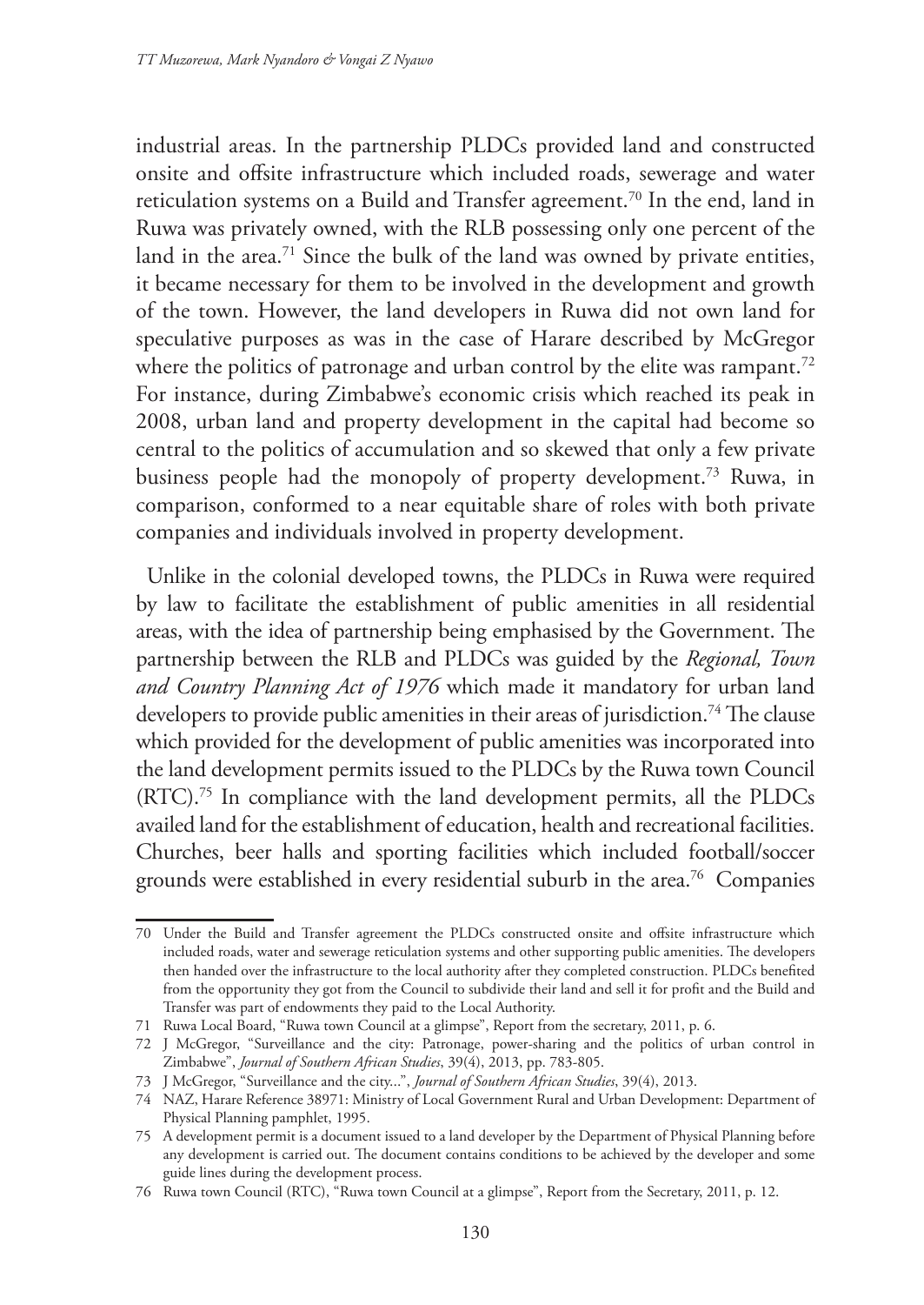industrial areas. In the partnership PLDCs provided land and constructed onsite and offsite infrastructure which included roads, sewerage and water reticulation systems on a Build and Transfer agreement.[70] In the end, land in Ruwa was privately owned, with the RLB possessing only one percent of the land in the area.[71] Since the bulk of the land was owned by private entities, it became necessary for them to be involved in the development and growth of the town. However, the land developers in Ruwa did not own land for speculative purposes as was in the case of Harare described by McGregor where the politics of patronage and urban control by the elite was rampant.[72] For instance, during Zimbabwe's economic crisis which reached its peak in 2008, urban land and property development in the capital had become so central to the politics of accumulation and so skewed that only a few private business people had the monopoly of property development.[73] Ruwa, in comparison, conformed to a near equitable share of roles with both private companies and individuals involved in property development.

Unlike in the colonial developed towns, the PLDCs in Ruwa were required by law to facilitate the establishment of public amenities in all residential areas, with the idea of partnership being emphasised by the Government. The partnership between the RLB and PLDCs was guided by the *Regional, Town and Country Planning Act of 1976* which made it mandatory for urban land developers to provide public amenities in their areas of jurisdiction.[74] The clause which provided for the development of public amenities was incorporated into the land development permits issued to the PLDCs by the Ruwa town Council (RTC).[75] In compliance with the land development permits, all the PLDCs availed land for the establishment of education, health and recreational facilities. Churches, beer halls and sporting facilities which included football/soccer grounds were established in every residential suburb in the area.[76] Companies

---

70 Under the Build and Transfer agreement the PLDCs constructed onsite and offsite infrastructure which included roads, water and sewerage reticulation systems and other supporting public amenities. The developers then handed over the infrastructure to the local authority after they completed construction. PLDCs benefited from the opportunity they got from the Council to subdivide their land and sell it for profit and the Build and Transfer was part of endowments they paid to the Local Authority.

71 Ruwa Local Board, "Ruwa town Council at a glimpse", Report from the secretary, 2011, p. 6.

72 J McGregor, "Surveillance and the city: Patronage, power-sharing and the politics of urban control in Zimbabwe", *Journal of Southern African Studies*, 39(4), 2013, pp. 783-805.

73 J McGregor, "Surveillance and the city...", *Journal of Southern African Studies*, 39(4), 2013.

74 NAZ, Harare Reference 38971: Ministry of Local Government Rural and Urban Development: Department of Physical Planning pamphlet, 1995.

75 A development permit is a document issued to a land developer by the Department of Physical Planning before any development is carried out. The document contains conditions to be achieved by the developer and some guide lines during the development process.

76 Ruwa town Council (RTC), "Ruwa town Council at a glimpse", Report from the Secretary, 2011, p. 12.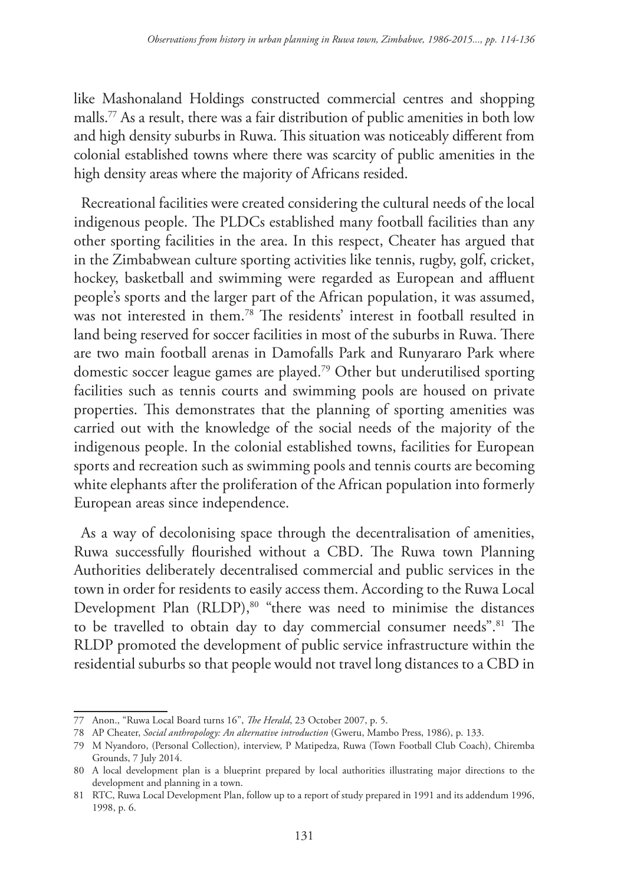like Mashonaland Holdings constructed commercial centres and shopping malls.[77] As a result, there was a fair distribution of public amenities in both low and high density suburbs in Ruwa. This situation was noticeably different from colonial established towns where there was scarcity of public amenities in the high density areas where the majority of Africans resided.

Recreational facilities were created considering the cultural needs of the local indigenous people. The PLDCs established many football facilities than any other sporting facilities in the area. In this respect, Cheater has argued that in the Zimbabwean culture sporting activities like tennis, rugby, golf, cricket, hockey, basketball and swimming were regarded as European and affluent people's sports and the larger part of the African population, it was assumed, was not interested in them.[78] The residents' interest in football resulted in land being reserved for soccer facilities in most of the suburbs in Ruwa. There are two main football arenas in Damofalls Park and Runyararo Park where domestic soccer league games are played.[79] Other but underutilised sporting facilities such as tennis courts and swimming pools are housed on private properties. This demonstrates that the planning of sporting amenities was carried out with the knowledge of the social needs of the majority of the indigenous people. In the colonial established towns, facilities for European sports and recreation such as swimming pools and tennis courts are becoming white elephants after the proliferation of the African population into formerly European areas since independence.

As a way of decolonising space through the decentralisation of amenities, Ruwa successfully flourished without a CBD. The Ruwa town Planning Authorities deliberately decentralised commercial and public services in the town in order for residents to easily access them. According to the Ruwa Local Development Plan (RLDP),[80] "there was need to minimise the distances to be travelled to obtain day to day commercial consumer needs".[81] The RLDP promoted the development of public service infrastructure within the residential suburbs so that people would not travel long distances to a CBD in

---

77 Anon., "Ruwa Local Board turns 16", *The Herald*, 23 October 2007, p. 5.

78 AP Cheater, *Social anthropology: An alternative introduction* (Gweru, Mambo Press, 1986), p. 133.

79 M Nyandoro, (Personal Collection), interview, P Matipedza, Ruwa (Town Football Club Coach), Chiremba Grounds, 7 July 2014.

80 A local development plan is a blueprint prepared by local authorities illustrating major directions to the development and planning in a town.

81 RTC, Ruwa Local Development Plan, follow up to a report of study prepared in 1991 and its addendum 1996, 1998, p. 6.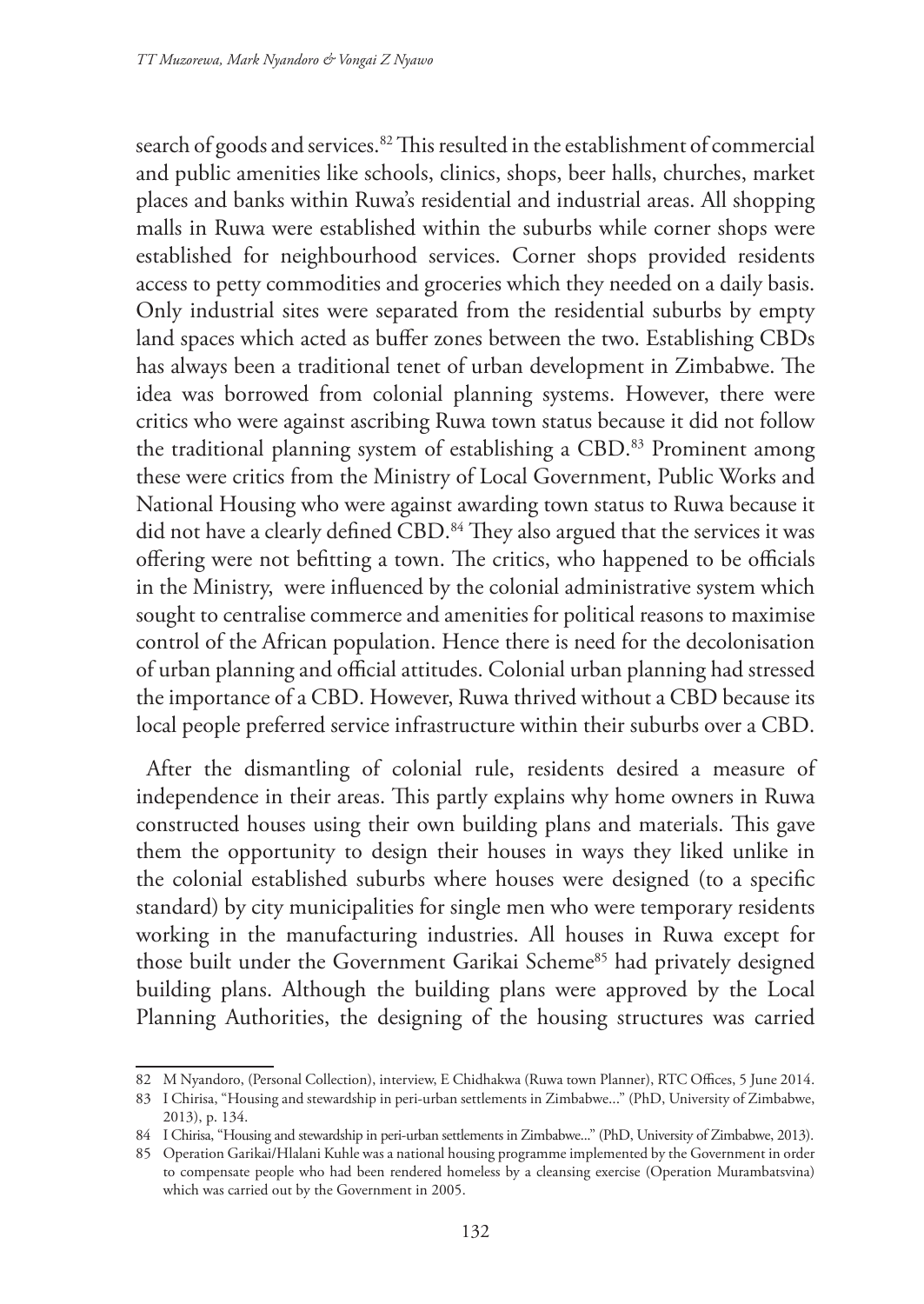search of goods and services.[82] This resulted in the establishment of commercial and public amenities like schools, clinics, shops, beer halls, churches, market places and banks within Ruwa's residential and industrial areas. All shopping malls in Ruwa were established within the suburbs while corner shops were established for neighbourhood services. Corner shops provided residents access to petty commodities and groceries which they needed on a daily basis. Only industrial sites were separated from the residential suburbs by empty land spaces which acted as buffer zones between the two. Establishing CBDs has always been a traditional tenet of urban development in Zimbabwe. The idea was borrowed from colonial planning systems. However, there were critics who were against ascribing Ruwa town status because it did not follow the traditional planning system of establishing a CBD.[83] Prominent among these were critics from the Ministry of Local Government, Public Works and National Housing who were against awarding town status to Ruwa because it did not have a clearly defined CBD.[84] They also argued that the services it was offering were not befitting a town. The critics, who happened to be officials in the Ministry, were influenced by the colonial administrative system which sought to centralise commerce and amenities for political reasons to maximise control of the African population. Hence there is need for the decolonisation of urban planning and official attitudes. Colonial urban planning had stressed the importance of a CBD. However, Ruwa thrived without a CBD because its local people preferred service infrastructure within their suburbs over a CBD.

After the dismantling of colonial rule, residents desired a measure of independence in their areas. This partly explains why home owners in Ruwa constructed houses using their own building plans and materials. This gave them the opportunity to design their houses in ways they liked unlike in the colonial established suburbs where houses were designed (to a specific standard) by city municipalities for single men who were temporary residents working in the manufacturing industries. All houses in Ruwa except for those built under the Government Garikai Scheme[85] had privately designed building plans. Although the building plans were approved by the Local Planning Authorities, the designing of the housing structures was carried

---

82 M Nyandoro, (Personal Collection), interview, E Chidhakwa (Ruwa town Planner), RTC Offices, 5 June 2014.

83 I Chirisa, "Housing and stewardship in peri-urban settlements in Zimbabwe..." (PhD, University of Zimbabwe, 2013), p. 134.

84 I Chirisa, "Housing and stewardship in peri-urban settlements in Zimbabwe..." (PhD, University of Zimbabwe, 2013).

85 Operation Garikai/Hlalani Kuhle was a national housing programme implemented by the Government in order to compensate people who had been rendered homeless by a cleansing exercise (Operation Murambatsvina) which was carried out by the Government in 2005.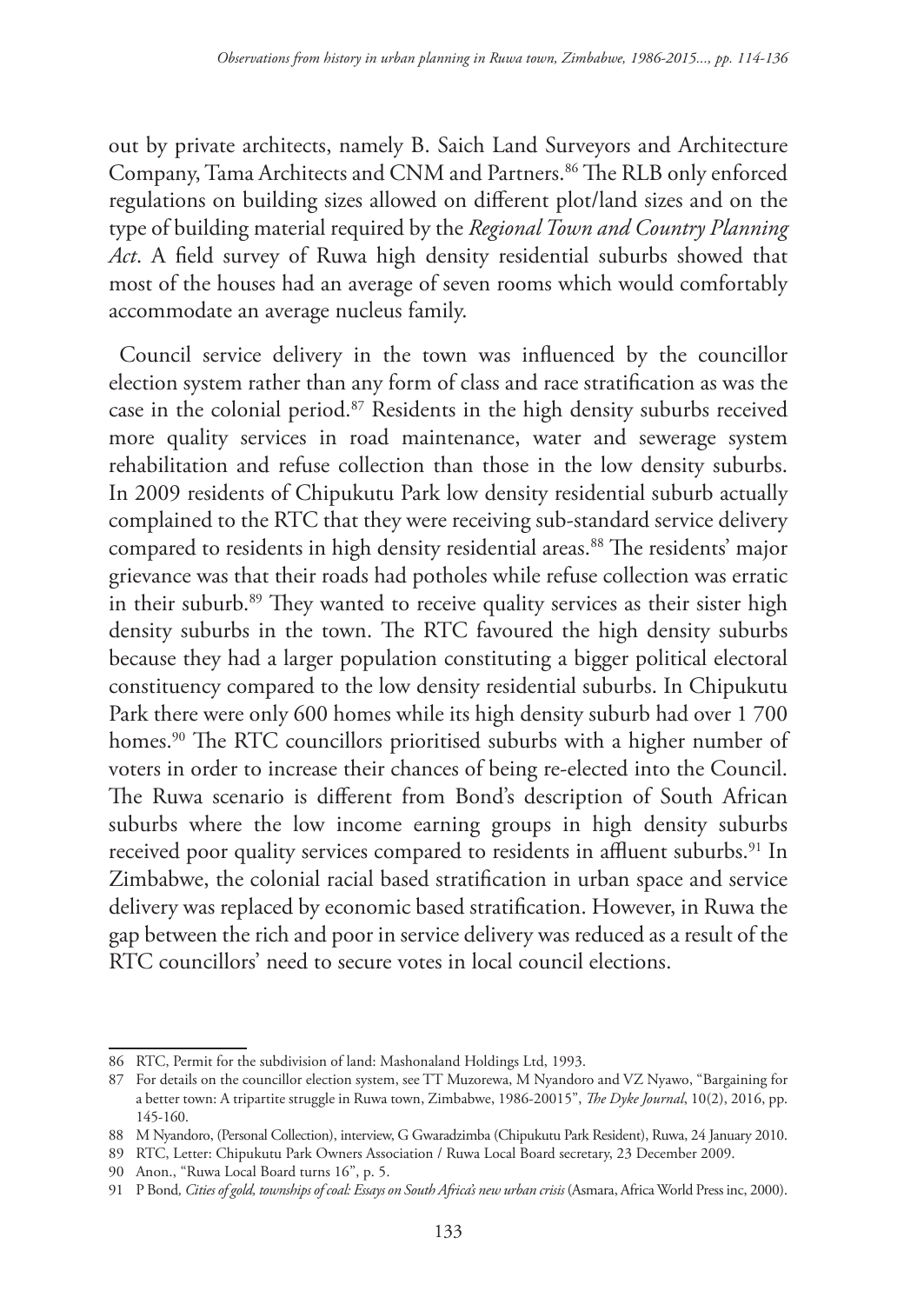out by private architects, namely B. Saich Land Surveyors and Architecture Company, Tama Architects and CNM and Partners.[86] The RLB only enforced regulations on building sizes allowed on different plot/land sizes and on the type of building material required by the *Regional Town and Country Planning Act*. A field survey of Ruwa high density residential suburbs showed that most of the houses had an average of seven rooms which would comfortably accommodate an average nucleus family.

Council service delivery in the town was influenced by the councillor election system rather than any form of class and race stratification as was the case in the colonial period.[87] Residents in the high density suburbs received more quality services in road maintenance, water and sewerage system rehabilitation and refuse collection than those in the low density suburbs. In 2009 residents of Chipukutu Park low density residential suburb actually complained to the RTC that they were receiving sub-standard service delivery compared to residents in high density residential areas.[88] The residents' major grievance was that their roads had potholes while refuse collection was erratic in their suburb.[89] They wanted to receive quality services as their sister high density suburbs in the town. The RTC favoured the high density suburbs because they had a larger population constituting a bigger political electoral constituency compared to the low density residential suburbs. In Chipukutu Park there were only 600 homes while its high density suburb had over 1 700 homes.[90] The RTC councillors prioritised suburbs with a higher number of voters in order to increase their chances of being re-elected into the Council. The Ruwa scenario is different from Bond's description of South African suburbs where the low income earning groups in high density suburbs received poor quality services compared to residents in affluent suburbs.[91] In Zimbabwe, the colonial racial based stratification in urban space and service delivery was replaced by economic based stratification. However, in Ruwa the gap between the rich and poor in service delivery was reduced as a result of the RTC councillors' need to secure votes in local council elections.

---

86 RTC, Permit for the subdivision of land: Mashonaland Holdings Ltd, 1993.

87 For details on the councillor election system, see TT Muzorewa, M Nyandoro and VZ Nyawo, "Bargaining for a better town: A tripartite struggle in Ruwa town, Zimbabwe, 1986-20015", *The Dyke Journal*, 10(2), 2016, pp. 145-160.

88 M Nyandoro, (Personal Collection), interview, G Gwaradzimba (Chipukutu Park Resident), Ruwa, 24 January 2010.

89 RTC, Letter: Chipukutu Park Owners Association / Ruwa Local Board secretary, 23 December 2009.

90 Anon., "Ruwa Local Board turns 16", p. 5.

91 P Bond, *Cities of gold, townships of coal: Essays on South Africa's new urban crisis* (Asmara, Africa World Press inc, 2000).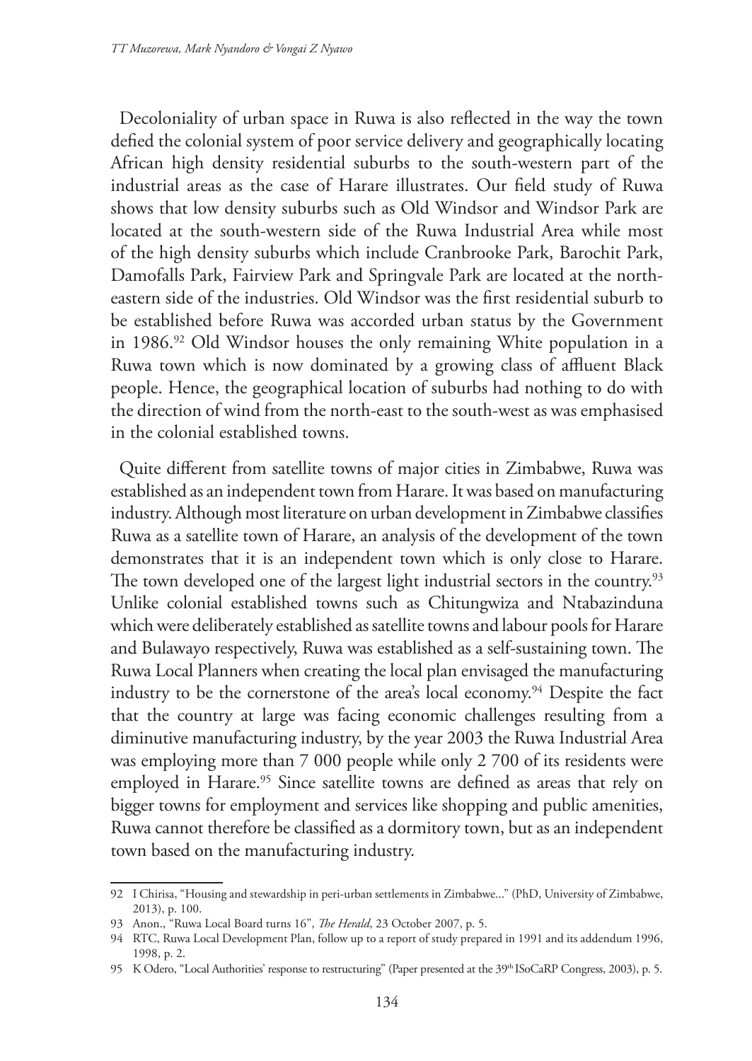Decoloniality of urban space in Ruwa is also reflected in the way the town defied the colonial system of poor service delivery and geographically locating African high density residential suburbs to the south-western part of the industrial areas as the case of Harare illustrates. Our field study of Ruwa shows that low density suburbs such as Old Windsor and Windsor Park are located at the south-western side of the Ruwa Industrial Area while most of the high density suburbs which include Cranbrooke Park, Barochit Park, Damofalls Park, Fairview Park and Springvale Park are located at the north-eastern side of the industries. Old Windsor was the first residential suburb to be established before Ruwa was accorded urban status by the Government in 1986.[92] Old Windsor houses the only remaining White population in a Ruwa town which is now dominated by a growing class of affluent Black people. Hence, the geographical location of suburbs had nothing to do with the direction of wind from the north-east to the south-west as was emphasised in the colonial established towns.

Quite different from satellite towns of major cities in Zimbabwe, Ruwa was established as an independent town from Harare. It was based on manufacturing industry. Although most literature on urban development in Zimbabwe classifies Ruwa as a satellite town of Harare, an analysis of the development of the town demonstrates that it is an independent town which is only close to Harare. The town developed one of the largest light industrial sectors in the country.[93] Unlike colonial established towns such as Chitungwiza and Ntabazinduna which were deliberately established as satellite towns and labour pools for Harare and Bulawayo respectively, Ruwa was established as a self-sustaining town. The Ruwa Local Planners when creating the local plan envisaged the manufacturing industry to be the cornerstone of the area's local economy.[94] Despite the fact that the country at large was facing economic challenges resulting from a diminutive manufacturing industry, by the year 2003 the Ruwa Industrial Area was employing more than 7 000 people while only 2 700 of its residents were employed in Harare.[95] Since satellite towns are defined as areas that rely on bigger towns for employment and services like shopping and public amenities, Ruwa cannot therefore be classified as a dormitory town, but as an independent town based on the manufacturing industry.

---

92 I Chirisa, "Housing and stewardship in peri-urban settlements in Zimbabwe..." (PhD, University of Zimbabwe, 2013), p. 100.

93 Anon., "Ruwa Local Board turns 16", *The Herald*, 23 October 2007, p. 5.

94 RTC, Ruwa Local Development Plan, follow up to a report of study prepared in 1991 and its addendum 1996, 1998, p. 2.

95 K Odero, "Local Authorities' response to restructuring" (Paper presented at the 39th ISoCaRP Congress, 2003), p. 5.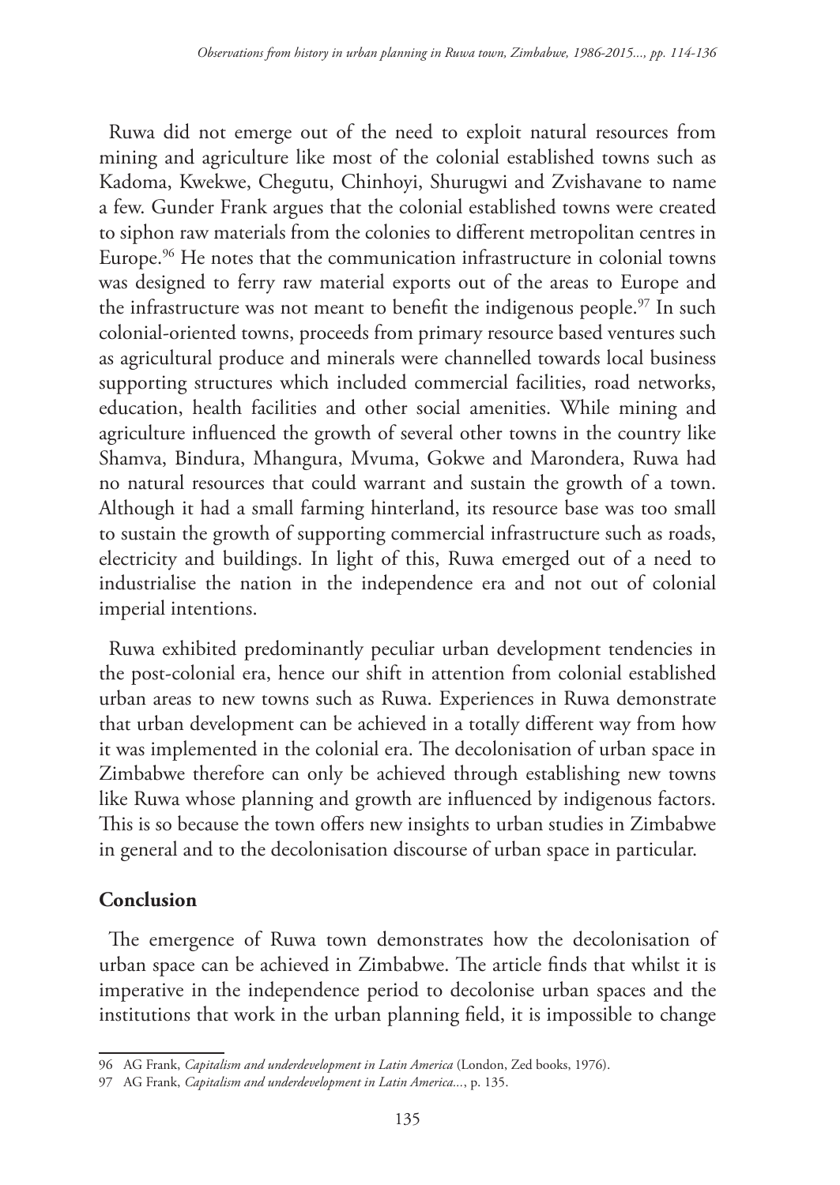Ruwa did not emerge out of the need to exploit natural resources from mining and agriculture like most of the colonial established towns such as Kadoma, Kwekwe, Chegutu, Chinhoyi, Shurugwi and Zvishavane to name a few. Gunder Frank argues that the colonial established towns were created to siphon raw materials from the colonies to different metropolitan centres in Europe.[96] He notes that the communication infrastructure in colonial towns was designed to ferry raw material exports out of the areas to Europe and the infrastructure was not meant to benefit the indigenous people.[97] In such colonial-oriented towns, proceeds from primary resource based ventures such as agricultural produce and minerals were channelled towards local business supporting structures which included commercial facilities, road networks, education, health facilities and other social amenities. While mining and agriculture influenced the growth of several other towns in the country like Shamva, Bindura, Mhangura, Mvuma, Gokwe and Marondera, Ruwa had no natural resources that could warrant and sustain the growth of a town. Although it had a small farming hinterland, its resource base was too small to sustain the growth of supporting commercial infrastructure such as roads, electricity and buildings. In light of this, Ruwa emerged out of a need to industrialise the nation in the independence era and not out of colonial imperial intentions.

Ruwa exhibited predominantly peculiar urban development tendencies in the post-colonial era, hence our shift in attention from colonial established urban areas to new towns such as Ruwa. Experiences in Ruwa demonstrate that urban development can be achieved in a totally different way from how it was implemented in the colonial era. The decolonisation of urban space in Zimbabwe therefore can only be achieved through establishing new towns like Ruwa whose planning and growth are influenced by indigenous factors. This is so because the town offers new insights to urban studies in Zimbabwe in general and to the decolonisation discourse of urban space in particular.

## Conclusion

The emergence of Ruwa town demonstrates how the decolonisation of urban space can be achieved in Zimbabwe. The article finds that whilst it is imperative in the independence period to decolonise urban spaces and the institutions that work in the urban planning field, it is impossible to change

---

96 AG Frank, *Capitalism and underdevelopment in Latin America* (London, Zed books, 1976).

97 AG Frank, *Capitalism and underdevelopment in Latin America...*, p. 135.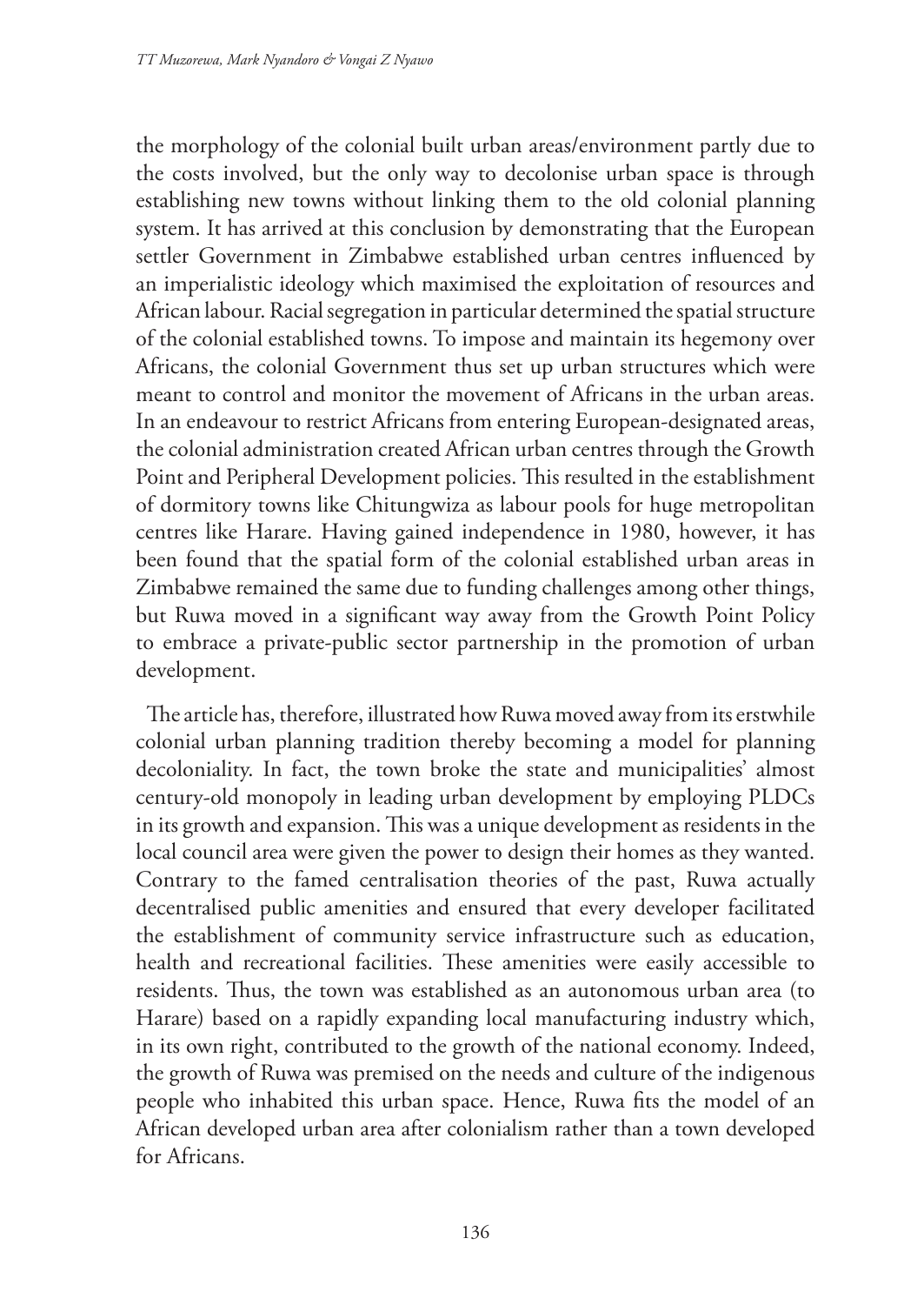the morphology of the colonial built urban areas/environment partly due to the costs involved, but the only way to decolonise urban space is through establishing new towns without linking them to the old colonial planning system. It has arrived at this conclusion by demonstrating that the European settler Government in Zimbabwe established urban centres influenced by an imperialistic ideology which maximised the exploitation of resources and African labour. Racial segregation in particular determined the spatial structure of the colonial established towns. To impose and maintain its hegemony over Africans, the colonial Government thus set up urban structures which were meant to control and monitor the movement of Africans in the urban areas. In an endeavour to restrict Africans from entering European-designated areas, the colonial administration created African urban centres through the Growth Point and Peripheral Development policies. This resulted in the establishment of dormitory towns like Chitungwiza as labour pools for huge metropolitan centres like Harare. Having gained independence in 1980, however, it has been found that the spatial form of the colonial established urban areas in Zimbabwe remained the same due to funding challenges among other things, but Ruwa moved in a significant way away from the Growth Point Policy to embrace a private-public sector partnership in the promotion of urban development.

The article has, therefore, illustrated how Ruwa moved away from its erstwhile colonial urban planning tradition thereby becoming a model for planning decoloniality. In fact, the town broke the state and municipalities' almost century-old monopoly in leading urban development by employing PLDCs in its growth and expansion. This was a unique development as residents in the local council area were given the power to design their homes as they wanted. Contrary to the famed centralisation theories of the past, Ruwa actually decentralised public amenities and ensured that every developer facilitated the establishment of community service infrastructure such as education, health and recreational facilities. These amenities were easily accessible to residents. Thus, the town was established as an autonomous urban area (to Harare) based on a rapidly expanding local manufacturing industry which, in its own right, contributed to the growth of the national economy. Indeed, the growth of Ruwa was premised on the needs and culture of the indigenous people who inhabited this urban space. Hence, Ruwa fits the model of an African developed urban area after colonialism rather than a town developed for Africans.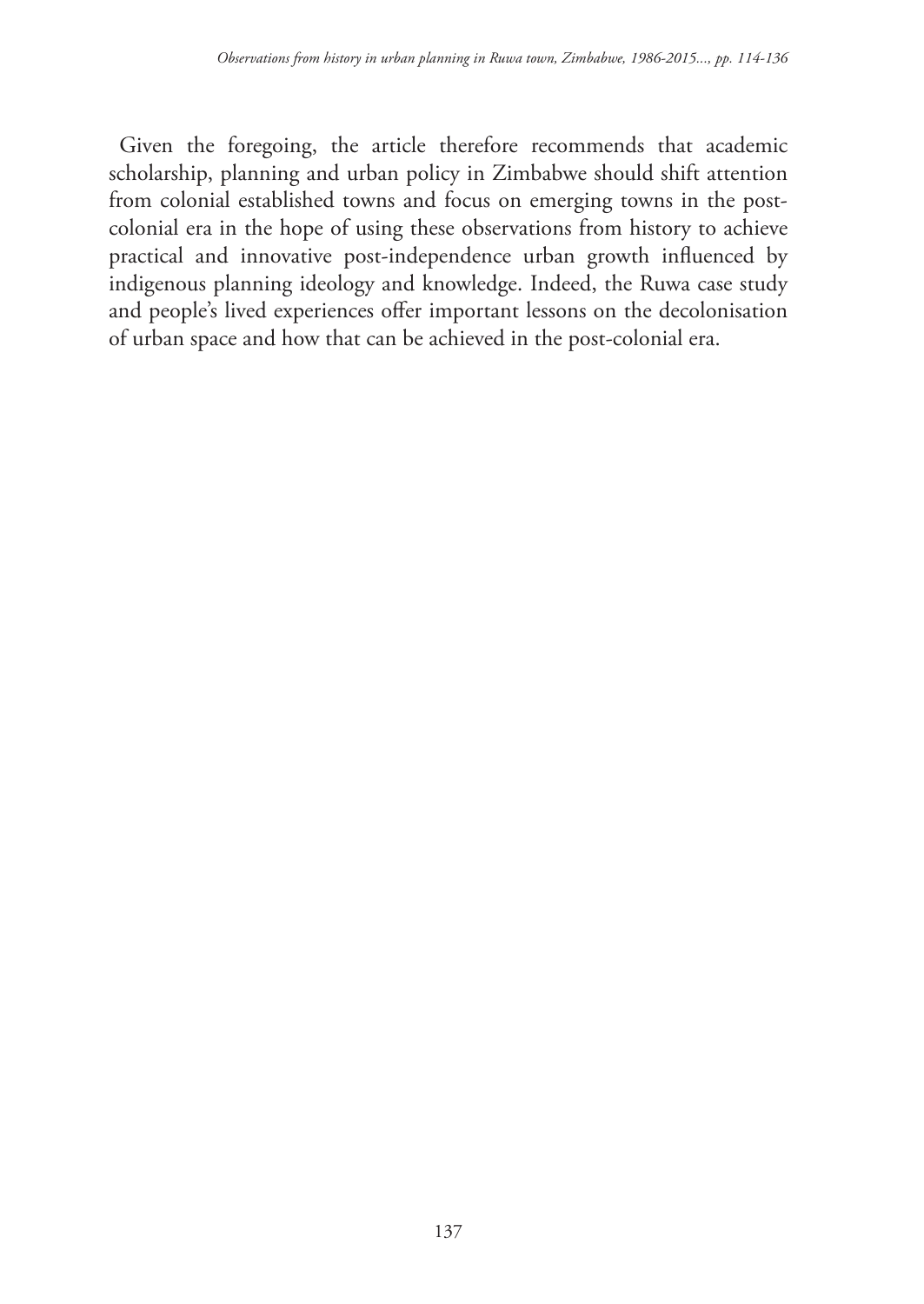Given the foregoing, the article therefore recommends that academic scholarship, planning and urban policy in Zimbabwe should shift attention from colonial established towns and focus on emerging towns in the post-colonial era in the hope of using these observations from history to achieve practical and innovative post-independence urban growth influenced by indigenous planning ideology and knowledge. Indeed, the Ruwa case study and people's lived experiences offer important lessons on the decolonisation of urban space and how that can be achieved in the post-colonial era.